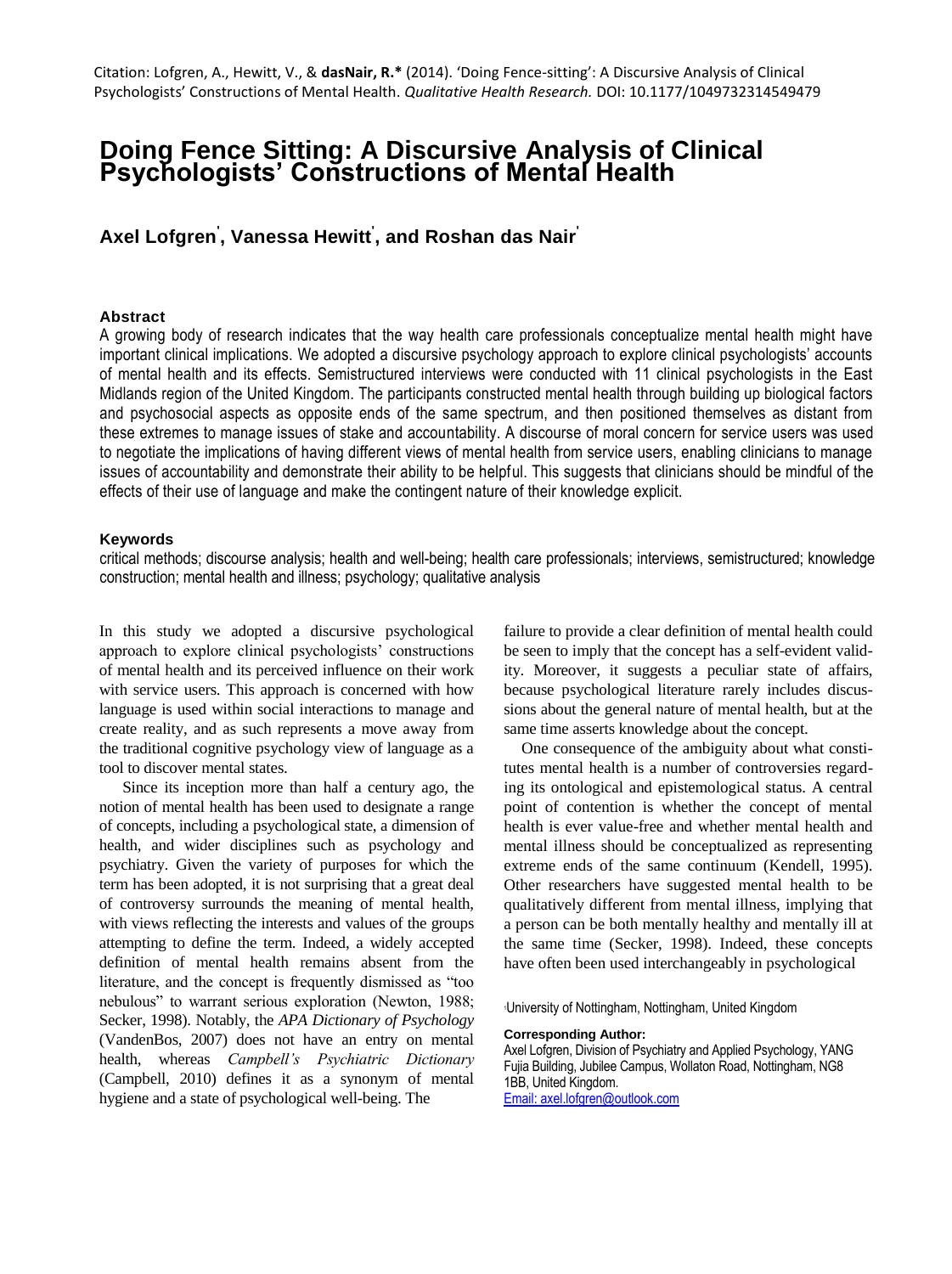Citation: Lofgren, A., Hewitt, V., & **dasNair, R.*** (2014). 'Doing Fence-sitting': A Discursive Analysis of Clinical Psychologists' Constructions of Mental Health. *Qualitative Health Research.* DOI: 10.1177/1049732314549479

# Doing Fence Sitting: A Discursive Analysis of Clinical Psychologists' Constructions of Mental Health

**Axel Lofgren[1], Vanessa Hewitt[1], and Roshan das Nair[1]**

### Abstract

A growing body of research indicates that the way health care professionals conceptualize mental health might have important clinical implications. We adopted a discursive psychology approach to explore clinical psychologists' accounts of mental health and its effects. Semistructured interviews were conducted with 11 clinical psychologists in the East Midlands region of the United Kingdom. The participants constructed mental health through building up biological factors and psychosocial aspects as opposite ends of the same spectrum, and then positioned themselves as distant from these extremes to manage issues of stake and accountability. A discourse of moral concern for service users was used to negotiate the implications of having different views of mental health from service users, enabling clinicians to manage issues of accountability and demonstrate their ability to be helpful. This suggests that clinicians should be mindful of the effects of their use of language and make the contingent nature of their knowledge explicit.

### Keywords

critical methods; discourse analysis; health and well-being; health care professionals; interviews, semistructured; knowledge construction; mental health and illness; psychology; qualitative analysis

In this study we adopted a discursive psychological approach to explore clinical psychologists' constructions of mental health and its perceived influence on their work with service users. This approach is concerned with how language is used within social interactions to manage and create reality, and as such represents a move away from the traditional cognitive psychology view of language as a tool to discover mental states.

Since its inception more than half a century ago, the notion of mental health has been used to designate a range of concepts, including a psychological state, a dimension of health, and wider disciplines such as psychology and psychiatry. Given the variety of purposes for which the term has been adopted, it is not surprising that a great deal of controversy surrounds the meaning of mental health, with views reflecting the interests and values of the groups attempting to define the term. Indeed, a widely accepted definition of mental health remains absent from the literature, and the concept is frequently dismissed as "too nebulous" to warrant serious exploration (Newton, 1988; Secker, 1998). Notably, the *APA Dictionary of Psychology* (VandenBos, 2007) does not have an entry on mental health, whereas *Campbell's Psychiatric Dictionary* (Campbell, 2010) defines it as a synonym of mental hygiene and a state of psychological well-being. The failure to provide a clear definition of mental health could be seen to imply that the concept has a self-evident validity. Moreover, it suggests a peculiar state of affairs, because psychological literature rarely includes discussions about the general nature of mental health, but at the same time asserts knowledge about the concept.

One consequence of the ambiguity about what constitutes mental health is a number of controversies regarding its ontological and epistemological status. A central point of contention is whether the concept of mental health is ever value-free and whether mental health and mental illness should be conceptualized as representing extreme ends of the same continuum (Kendell, 1995). Other researchers have suggested mental health to be qualitatively different from mental illness, implying that a person can be both mentally healthy and mentally ill at the same time (Secker, 1998). Indeed, these concepts have often been used interchangeably in psychological

[1]University of Nottingham, Nottingham, United Kingdom

**Corresponding Author:**
Axel Lofgren, Division of Psychiatry and Applied Psychology, YANG Fujia Building, Jubilee Campus, Wollaton Road, Nottingham, NG8 1BB, United Kingdom.
Email: axel.lofgren@outlook.com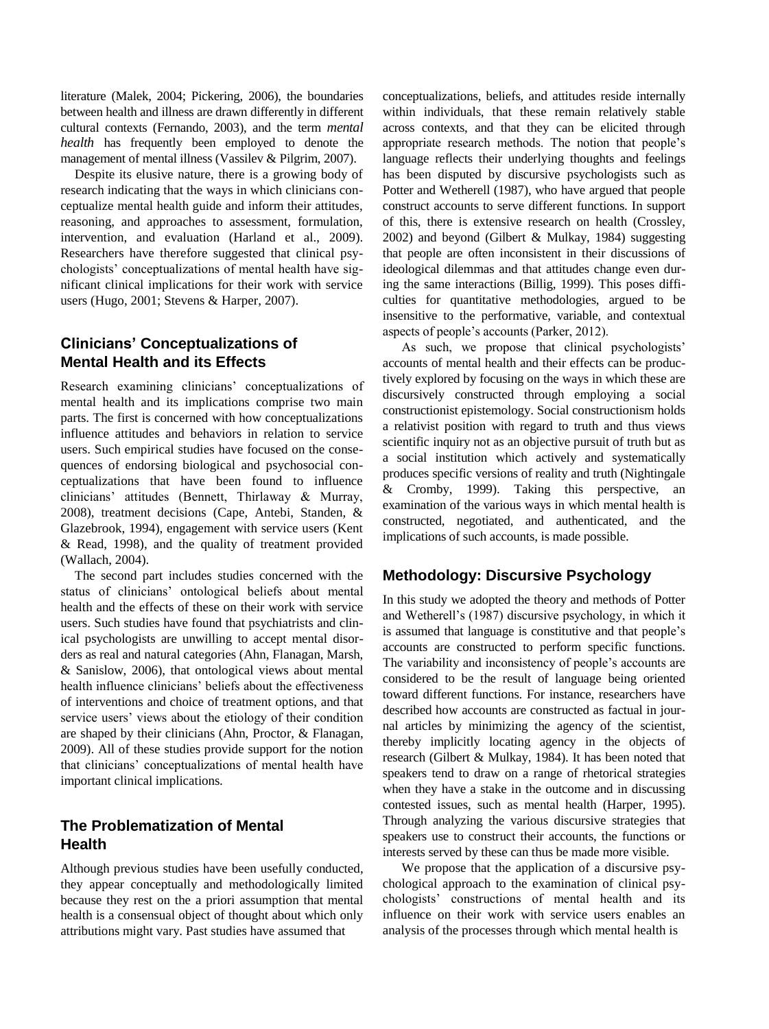literature (Malek, 2004; Pickering, 2006), the boundaries between health and illness are drawn differently in different cultural contexts (Fernando, 2003), and the term *mental health* has frequently been employed to denote the management of mental illness (Vassilev & Pilgrim, 2007).

Despite its elusive nature, there is a growing body of research indicating that the ways in which clinicians conceptualize mental health guide and inform their attitudes, reasoning, and approaches to assessment, formulation, intervention, and evaluation (Harland et al., 2009). Researchers have therefore suggested that clinical psychologists' conceptualizations of mental health have significant clinical implications for their work with service users (Hugo, 2001; Stevens & Harper, 2007).

## Clinicians' Conceptualizations of Mental Health and its Effects

Research examining clinicians' conceptualizations of mental health and its implications comprise two main parts. The first is concerned with how conceptualizations influence attitudes and behaviors in relation to service users. Such empirical studies have focused on the consequences of endorsing biological and psychosocial conceptualizations that have been found to influence clinicians' attitudes (Bennett, Thirlaway & Murray, 2008), treatment decisions (Cape, Antebi, Standen, & Glazebrook, 1994), engagement with service users (Kent & Read, 1998), and the quality of treatment provided (Wallach, 2004).

The second part includes studies concerned with the status of clinicians' ontological beliefs about mental health and the effects of these on their work with service users. Such studies have found that psychiatrists and clinical psychologists are unwilling to accept mental disorders as real and natural categories (Ahn, Flanagan, Marsh, & Sanislow, 2006), that ontological views about mental health influence clinicians' beliefs about the effectiveness of interventions and choice of treatment options, and that service users' views about the etiology of their condition are shaped by their clinicians (Ahn, Proctor, & Flanagan, 2009). All of these studies provide support for the notion that clinicians' conceptualizations of mental health have important clinical implications.

## The Problematization of Mental Health

Although previous studies have been usefully conducted, they appear conceptually and methodologically limited because they rest on the a priori assumption that mental health is a consensual object of thought about which only attributions might vary. Past studies have assumed that conceptualizations, beliefs, and attitudes reside internally within individuals, that these remain relatively stable across contexts, and that they can be elicited through appropriate research methods. The notion that people's language reflects their underlying thoughts and feelings has been disputed by discursive psychologists such as Potter and Wetherell (1987), who have argued that people construct accounts to serve different functions. In support of this, there is extensive research on health (Crossley, 2002) and beyond (Gilbert & Mulkay, 1984) suggesting that people are often inconsistent in their discussions of ideological dilemmas and that attitudes change even during the same interactions (Billig, 1999). This poses difficulties for quantitative methodologies, argued to be insensitive to the performative, variable, and contextual aspects of people's accounts (Parker, 2012).

As such, we propose that clinical psychologists' accounts of mental health and their effects can be productively explored by focusing on the ways in which these are discursively constructed through employing a social constructionist epistemology. Social constructionism holds a relativist position with regard to truth and thus views scientific inquiry not as an objective pursuit of truth but as a social institution which actively and systematically produces specific versions of reality and truth (Nightingale & Cromby, 1999). Taking this perspective, an examination of the various ways in which mental health is constructed, negotiated, and authenticated, and the implications of such accounts, is made possible.

## Methodology: Discursive Psychology

In this study we adopted the theory and methods of Potter and Wetherell's (1987) discursive psychology, in which it is assumed that language is constitutive and that people's accounts are constructed to perform specific functions. The variability and inconsistency of people's accounts are considered to be the result of language being oriented toward different functions. For instance, researchers have described how accounts are constructed as factual in journal articles by minimizing the agency of the scientist, thereby implicitly locating agency in the objects of research (Gilbert & Mulkay, 1984). It has been noted that speakers tend to draw on a range of rhetorical strategies when they have a stake in the outcome and in discussing contested issues, such as mental health (Harper, 1995). Through analyzing the various discursive strategies that speakers use to construct their accounts, the functions or interests served by these can thus be made more visible.

We propose that the application of a discursive psychological approach to the examination of clinical psychologists' constructions of mental health and its influence on their work with service users enables an analysis of the processes through which mental health is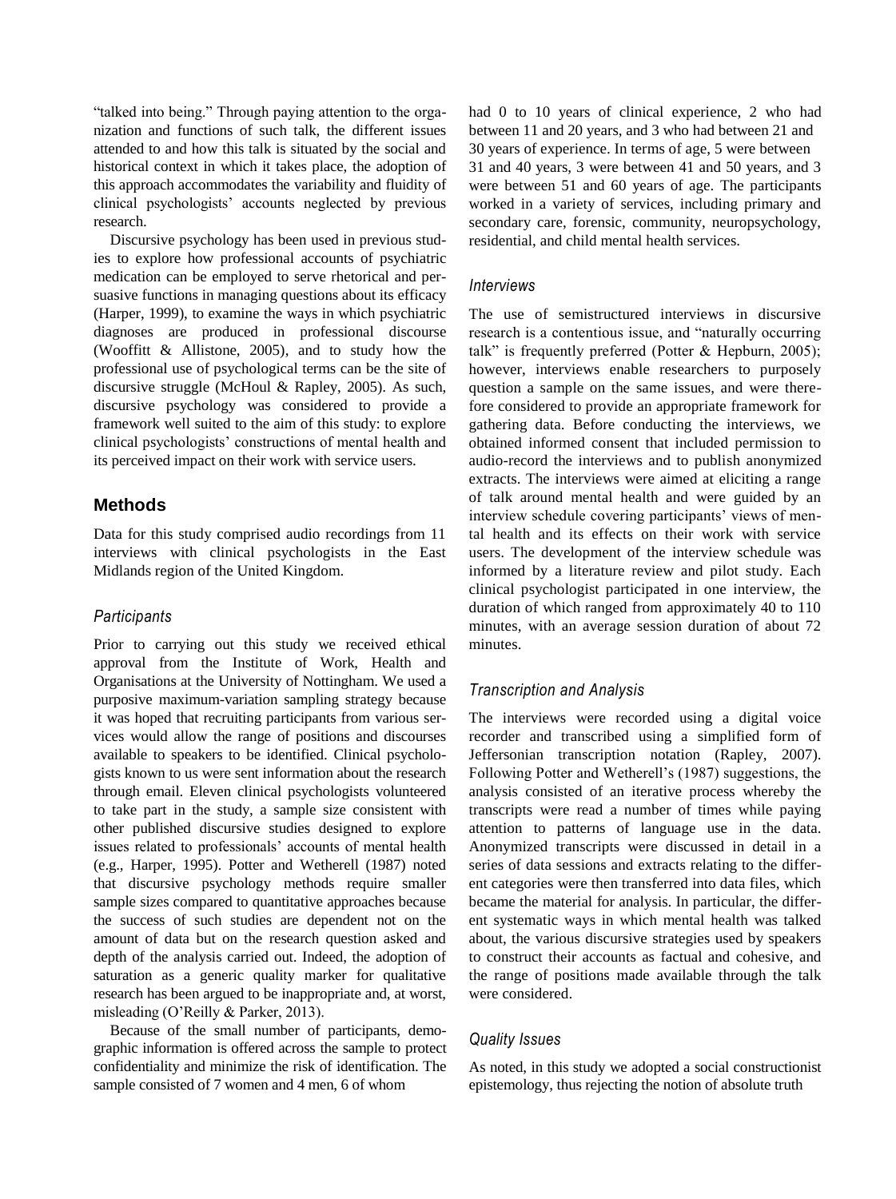"talked into being." Through paying attention to the organization and functions of such talk, the different issues attended to and how this talk is situated by the social and historical context in which it takes place, the adoption of this approach accommodates the variability and fluidity of clinical psychologists' accounts neglected by previous research.

Discursive psychology has been used in previous studies to explore how professional accounts of psychiatric medication can be employed to serve rhetorical and persuasive functions in managing questions about its efficacy (Harper, 1999), to examine the ways in which psychiatric diagnoses are produced in professional discourse (Wooffitt & Allistone, 2005), and to study how the professional use of psychological terms can be the site of discursive struggle (McHoul & Rapley, 2005). As such, discursive psychology was considered to provide a framework well suited to the aim of this study: to explore clinical psychologists' constructions of mental health and its perceived impact on their work with service users.

## Methods

Data for this study comprised audio recordings from 11 interviews with clinical psychologists in the East Midlands region of the United Kingdom.

### *Participants*

Prior to carrying out this study we received ethical approval from the Institute of Work, Health and Organisations at the University of Nottingham. We used a purposive maximum-variation sampling strategy because it was hoped that recruiting participants from various services would allow the range of positions and discourses available to speakers to be identified. Clinical psychologists known to us were sent information about the research through email. Eleven clinical psychologists volunteered to take part in the study, a sample size consistent with other published discursive studies designed to explore issues related to professionals' accounts of mental health (e.g., Harper, 1995). Potter and Wetherell (1987) noted that discursive psychology methods require smaller sample sizes compared to quantitative approaches because the success of such studies are dependent not on the amount of data but on the research question asked and depth of the analysis carried out. Indeed, the adoption of saturation as a generic quality marker for qualitative research has been argued to be inappropriate and, at worst, misleading (O'Reilly & Parker, 2013).

Because of the small number of participants, demographic information is offered across the sample to protect confidentiality and minimize the risk of identification. The sample consisted of 7 women and 4 men, 6 of whom had 0 to 10 years of clinical experience, 2 who had between 11 and 20 years, and 3 who had between 21 and 30 years of experience. In terms of age, 5 were between 31 and 40 years, 3 were between 41 and 50 years, and 3 were between 51 and 60 years of age. The participants worked in a variety of services, including primary and secondary care, forensic, community, neuropsychology, residential, and child mental health services.

### *Interviews*

The use of semistructured interviews in discursive research is a contentious issue, and "naturally occurring talk" is frequently preferred (Potter & Hepburn, 2005); however, interviews enable researchers to purposely question a sample on the same issues, and were therefore considered to provide an appropriate framework for gathering data. Before conducting the interviews, we obtained informed consent that included permission to audio-record the interviews and to publish anonymized extracts. The interviews were aimed at eliciting a range of talk around mental health and were guided by an interview schedule covering participants' views of mental health and its effects on their work with service users. The development of the interview schedule was informed by a literature review and pilot study. Each clinical psychologist participated in one interview, the duration of which ranged from approximately 40 to 110 minutes, with an average session duration of about 72 minutes.

### *Transcription and Analysis*

The interviews were recorded using a digital voice recorder and transcribed using a simplified form of Jeffersonian transcription notation (Rapley, 2007). Following Potter and Wetherell's (1987) suggestions, the analysis consisted of an iterative process whereby the transcripts were read a number of times while paying attention to patterns of language use in the data. Anonymized transcripts were discussed in detail in a series of data sessions and extracts relating to the different categories were then transferred into data files, which became the material for analysis. In particular, the different systematic ways in which mental health was talked about, the various discursive strategies used by speakers to construct their accounts as factual and cohesive, and the range of positions made available through the talk were considered.

### *Quality Issues*

As noted, in this study we adopted a social constructionist epistemology, thus rejecting the notion of absolute truth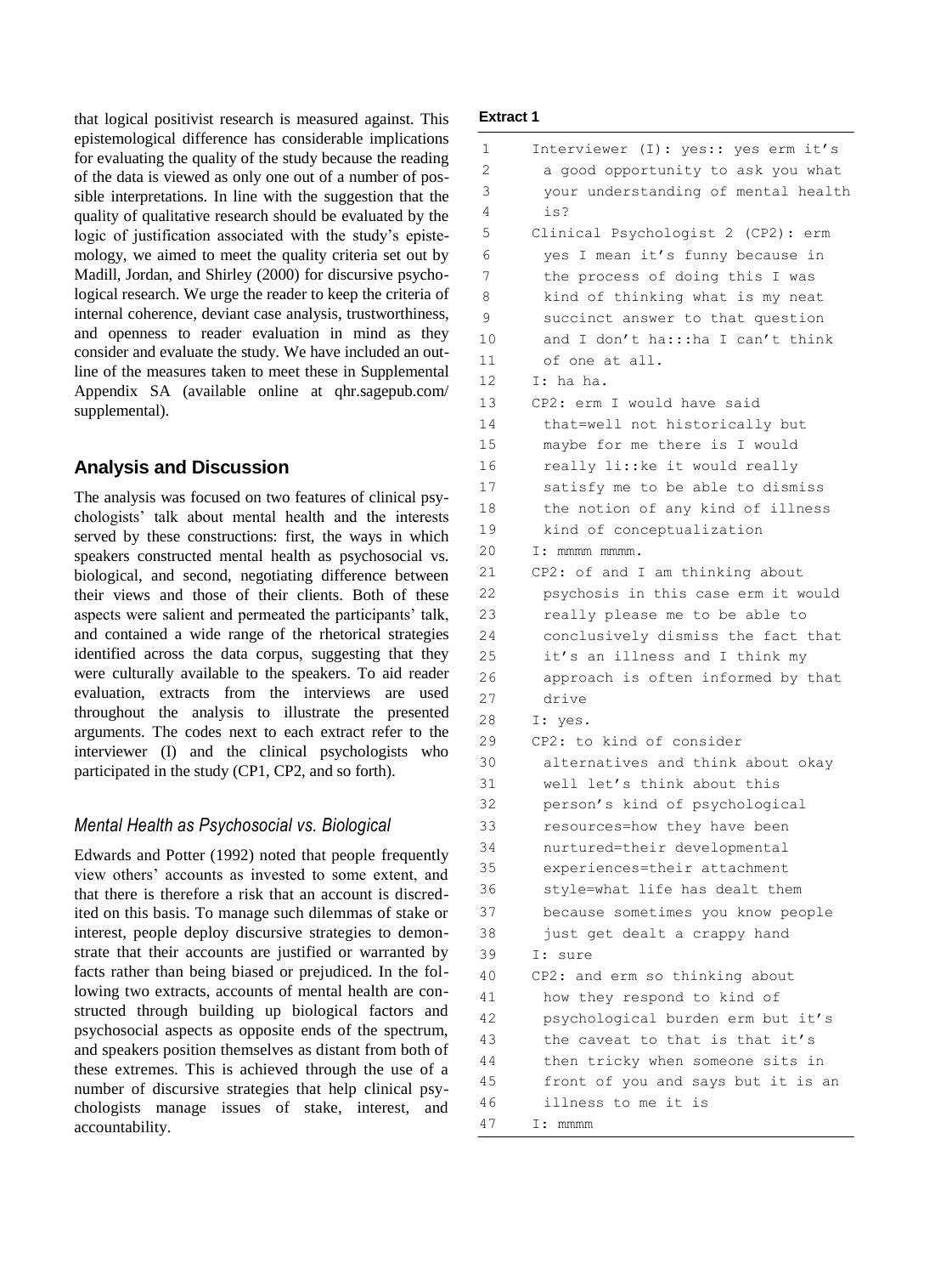that logical positivist research is measured against. This epistemological difference has considerable implications for evaluating the quality of the study because the reading of the data is viewed as only one out of a number of possible interpretations. In line with the suggestion that the quality of qualitative research should be evaluated by the logic of justification associated with the study's epistemology, we aimed to meet the quality criteria set out by Madill, Jordan, and Shirley (2000) for discursive psychological research. We urge the reader to keep the criteria of internal coherence, deviant case analysis, trustworthiness, and openness to reader evaluation in mind as they consider and evaluate the study. We have included an outline of the measures taken to meet these in Supplemental Appendix SA (available online at qhr.sagepub.com/supplemental).

## Analysis and Discussion

The analysis was focused on two features of clinical psychologists' talk about mental health and the interests served by these constructions: first, the ways in which speakers constructed mental health as psychosocial vs. biological, and second, negotiating difference between their views and those of their clients. Both of these aspects were salient and permeated the participants' talk, and contained a wide range of the rhetorical strategies identified across the data corpus, suggesting that they were culturally available to the speakers. To aid reader evaluation, extracts from the interviews are used throughout the analysis to illustrate the presented arguments. The codes next to each extract refer to the interviewer (I) and the clinical psychologists who participated in the study (CP1, CP2, and so forth).

### *Mental Health as Psychosocial vs. Biological*

Edwards and Potter (1992) noted that people frequently view others' accounts as invested to some extent, and that there is therefore a risk that an account is discredited on this basis. To manage such dilemmas of stake or interest, people deploy discursive strategies to demonstrate that their accounts are justified or warranted by facts rather than being biased or prejudiced. In the following two extracts, accounts of mental health are constructed through building up biological factors and psychosocial aspects as opposite ends of the spectrum, and speakers position themselves as distant from both of these extremes. This is achieved through the use of a number of discursive strategies that help clinical psychologists manage issues of stake, interest, and accountability.

**Extract 1**

```
1    Interviewer (I): yes:: yes erm it's
2      a good opportunity to ask you what
3      your understanding of mental health
4      is?
5    Clinical Psychologist 2 (CP2): erm
6      yes I mean it's funny because in
7      the process of doing this I was
8      kind of thinking what is my neat
9      succinct answer to that question
10     and I don't ha:::ha I can't think
11     of one at all.
12   I: ha ha.
13   CP2: erm I would have said
14     that=well not historically but
15     maybe for me there is I would
16     really li::ke it would really
17     satisfy me to be able to dismiss
18     the notion of any kind of illness
19     kind of conceptualization
20   I: mmmm mmmm.
21   CP2: of and I am thinking about
22     psychosis in this case erm it would
23     really please me to be able to
24     conclusively dismiss the fact that
25     it's an illness and I think my
26     approach is often informed by that
27     drive
28   I: yes.
29   CP2: to kind of consider
30     alternatives and think about okay
31     well let's think about this
32     person's kind of psychological
33     resources=how they have been
34     nurtured=their developmental
35     experiences=their attachment
36     style=what life has dealt them
37     because sometimes you know people
38     just get dealt a crappy hand
39   I: sure
40   CP2: and erm so thinking about
41     how they respond to kind of
42     psychological burden erm but it's
43     the caveat to that is that it's
44     then tricky when someone sits in
45     front of you and says but it is an
46     illness to me it is
47   I: mmmm
```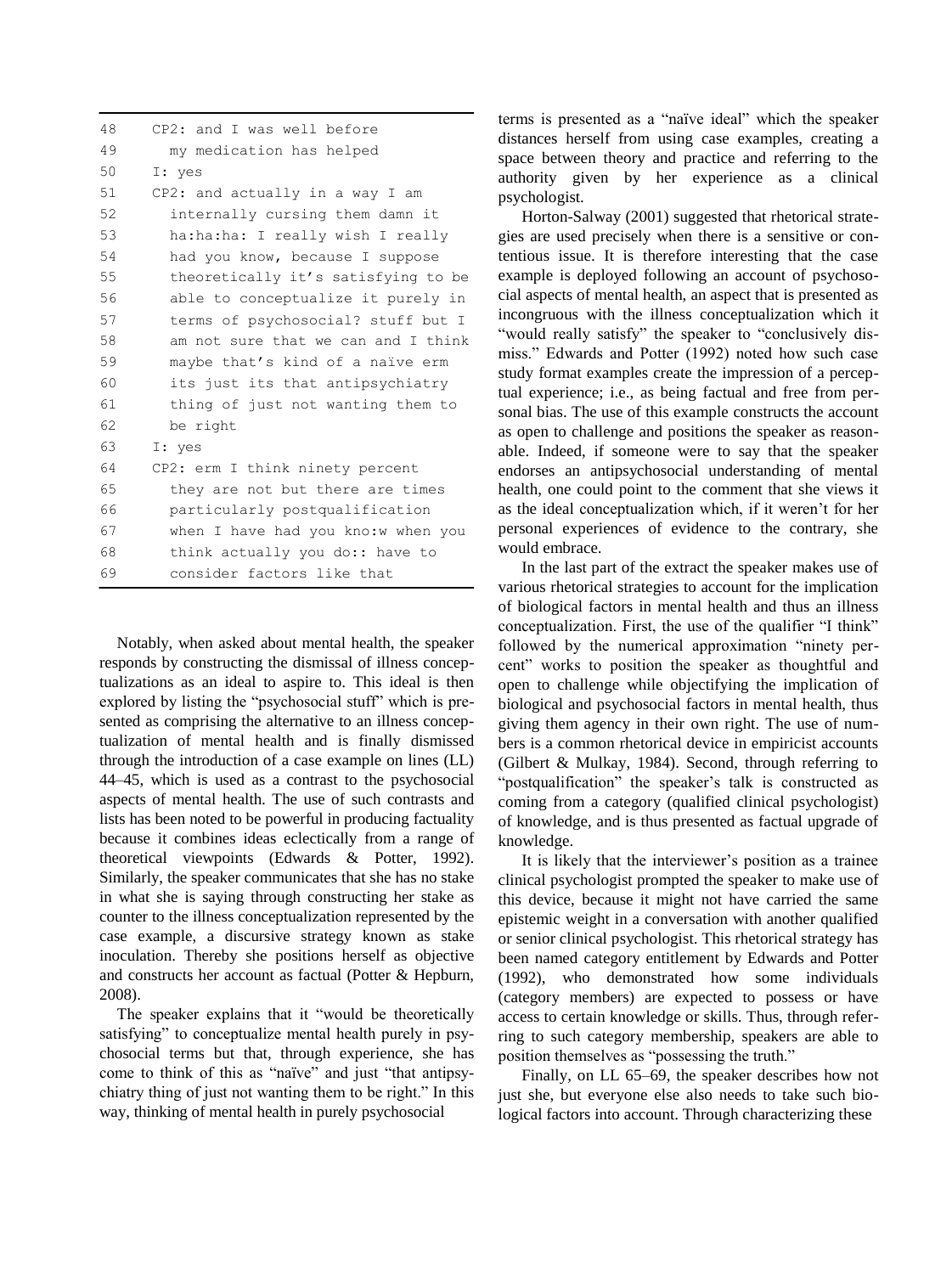```
48    CP2: and I was well before
49      my medication has helped
50    I: yes
51    CP2: and actually in a way I am
52      internally cursing them damn it
53      ha:ha:ha: I really wish I really
54      had you know, because I suppose
55      theoretically it's satisfying to be
56      able to conceptualize it purely in
57      terms of psychosocial? stuff but I
58      am not sure that we can and I think
59      maybe that's kind of a naïve erm
60      its just its that antipsychiatry
61      thing of just not wanting them to
62      be right
63    I: yes
64    CP2: erm I think ninety percent
65      they are not but there are times
66      particularly postqualification
67      when I have had you kno:w when you
68      think actually you do:: have to
69      consider factors like that
```

Notably, when asked about mental health, the speaker responds by constructing the dismissal of illness conceptualizations as an ideal to aspire to. This ideal is then explored by listing the "psychosocial stuff" which is presented as comprising the alternative to an illness conceptualization of mental health and is finally dismissed through the introduction of a case example on lines (LL) 44–45, which is used as a contrast to the psychosocial aspects of mental health. The use of such contrasts and lists has been noted to be powerful in producing factuality because it combines ideas eclectically from a range of theoretical viewpoints (Edwards & Potter, 1992). Similarly, the speaker communicates that she has no stake in what she is saying through constructing her stake as counter to the illness conceptualization represented by the case example, a discursive strategy known as stake inoculation. Thereby she positions herself as objective and constructs her account as factual (Potter & Hepburn, 2008).

The speaker explains that it "would be theoretically satisfying" to conceptualize mental health purely in psychosocial terms but that, through experience, she has come to think of this as "naïve" and just "that antipsychiatry thing of just not wanting them to be right." In this way, thinking of mental health in purely psychosocial terms is presented as a "naïve ideal" which the speaker distances herself from using case examples, creating a space between theory and practice and referring to the authority given by her experience as a clinical psychologist.

Horton-Salway (2001) suggested that rhetorical strategies are used precisely when there is a sensitive or contentious issue. It is therefore interesting that the case example is deployed following an account of psychosocial aspects of mental health, an aspect that is presented as incongruous with the illness conceptualization which it "would really satisfy" the speaker to "conclusively dismiss." Edwards and Potter (1992) noted how such case study format examples create the impression of a perceptual experience; i.e., as being factual and free from personal bias. The use of this example constructs the account as open to challenge and positions the speaker as reasonable. Indeed, if someone were to say that the speaker endorses an antipsychosocial understanding of mental health, one could point to the comment that she views it as the ideal conceptualization which, if it weren't for her personal experiences of evidence to the contrary, she would embrace.

In the last part of the extract the speaker makes use of various rhetorical strategies to account for the implication of biological factors in mental health and thus an illness conceptualization. First, the use of the qualifier "I think" followed by the numerical approximation "ninety percent" works to position the speaker as thoughtful and open to challenge while objectifying the implication of biological and psychosocial factors in mental health, thus giving them agency in their own right. The use of numbers is a common rhetorical device in empiricist accounts (Gilbert & Mulkay, 1984). Second, through referring to "postqualification" the speaker's talk is constructed as coming from a category (qualified clinical psychologist) of knowledge, and is thus presented as factual upgrade of knowledge.

It is likely that the interviewer's position as a trainee clinical psychologist prompted the speaker to make use of this device, because it might not have carried the same epistemic weight in a conversation with another qualified or senior clinical psychologist. This rhetorical strategy has been named category entitlement by Edwards and Potter (1992), who demonstrated how some individuals (category members) are expected to possess or have access to certain knowledge or skills. Thus, through referring to such category membership, speakers are able to position themselves as "possessing the truth."

Finally, on LL 65–69, the speaker describes how not just she, but everyone else also needs to take such biological factors into account. Through characterizing these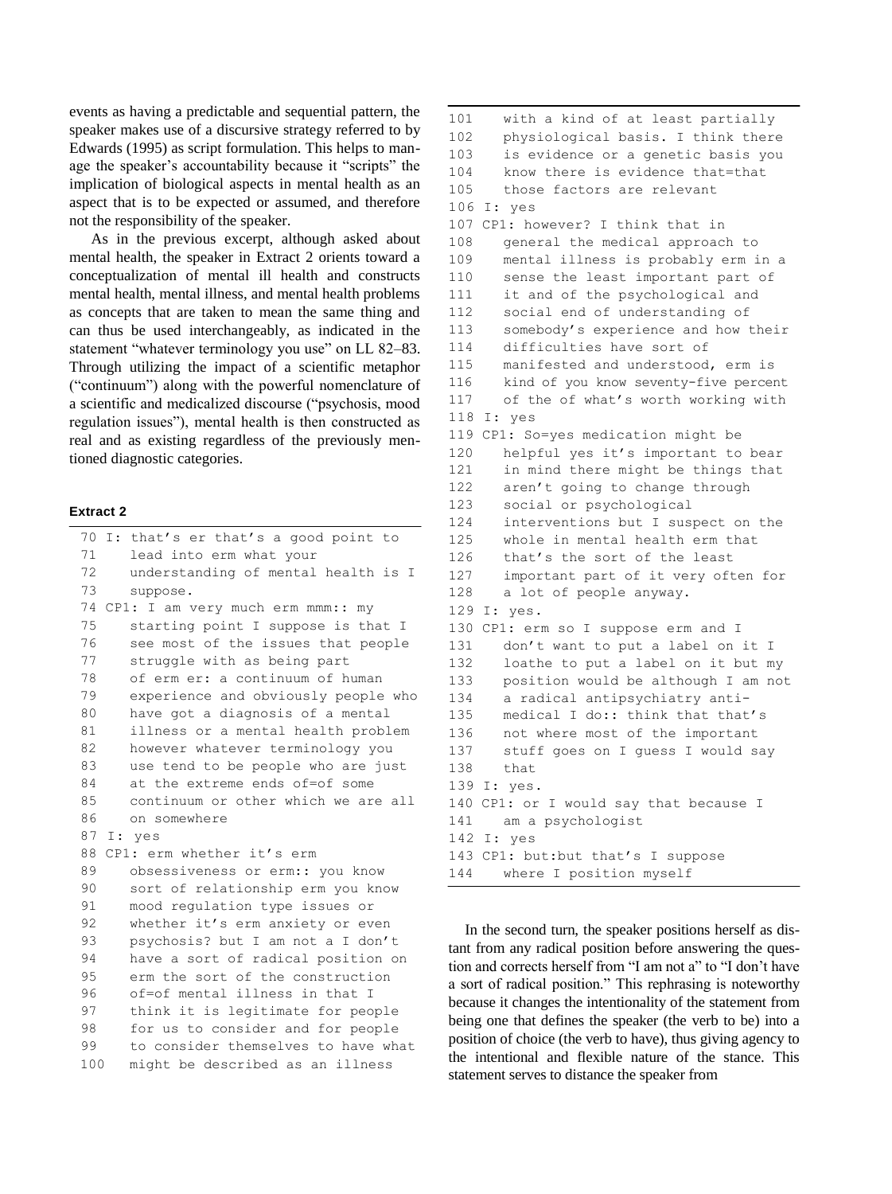events as having a predictable and sequential pattern, the speaker makes use of a discursive strategy referred to by Edwards (1995) as script formulation. This helps to manage the speaker's accountability because it "scripts" the implication of biological aspects in mental health as an aspect that is to be expected or assumed, and therefore not the responsibility of the speaker.

As in the previous excerpt, although asked about mental health, the speaker in Extract 2 orients toward a conceptualization of mental ill health and constructs mental health, mental illness, and mental health problems as concepts that are taken to mean the same thing and can thus be used interchangeably, as indicated in the statement "whatever terminology you use" on LL 82–83. Through utilizing the impact of a scientific metaphor ("continuum") along with the powerful nomenclature of a scientific and medicalized discourse ("psychosis, mood regulation issues"), mental health is then constructed as real and as existing regardless of the previously mentioned diagnostic categories.

**Extract 2**

```
70  I: that's er that's a good point to
71     lead into erm what your
72     understanding of mental health is I
73     suppose.
74  CP1: I am very much erm mmm:: my
75     starting point I suppose is that I
76     see most of the issues that people
77     struggle with as being part
78     of erm er: a continuum of human
79     experience and obviously people who
80     have got a diagnosis of a mental
81     illness or a mental health problem
82     however whatever terminology you
83     use tend to be people who are just
84     at the extreme ends of=of some
85     continuum or other which we are all
86     on somewhere
87  I: yes
88  CP1: erm whether it's erm
89     obsessiveness or erm:: you know
90     sort of relationship erm you know
91     mood regulation type issues or
92     whether it's erm anxiety or even
93     psychosis? but I am not a I don't
94     have a sort of radical position on
95     erm the sort of the construction
96     of=of mental illness in that I
97     think it is legitimate for people
98     for us to consider and for people
99     to consider themselves to have what
100    might be described as an illness
101    with a kind of at least partially
102    physiological basis. I think there
103    is evidence or a genetic basis you
104    know there is evidence that=that
105    those factors are relevant
106 I: yes
107 CP1: however? I think that in
108    general the medical approach to
109    mental illness is probably erm in a
110    sense the least important part of
111    it and of the psychological and
112    social end of understanding of
113    somebody's experience and how their
114    difficulties have sort of
115    manifested and understood, erm is
116    kind of you know seventy-five percent
117    of the of what's worth working with
118 I: yes
119 CP1: So=yes medication might be
120    helpful yes it's important to bear
121    in mind there might be things that
122    aren't going to change through
123    social or psychological
124    interventions but I suspect on the
125    whole in mental health erm that
126    that's the sort of the least
127    important part of it very often for
128    a lot of people anyway.
129 I: yes.
130 CP1: erm so I suppose erm and I
131    don't want to put a label on it I
132    loathe to put a label on it but my
133    position would be although I am not
134    a radical antipsychiatry anti-
135    medical I do:: think that that's
136    not where most of the important
137    stuff goes on I guess I would say
138    that
139 I: yes.
140 CP1: or I would say that because I
141    am a psychologist
142 I: yes
143 CP1: but:but that's I suppose
144    where I position myself
```

In the second turn, the speaker positions herself as distant from any radical position before answering the question and corrects herself from "I am not a" to "I don't have a sort of radical position." This rephrasing is noteworthy because it changes the intentionality of the statement from being one that defines the speaker (the verb to be) into a position of choice (the verb to have), thus giving agency to the intentional and flexible nature of the stance. This statement serves to distance the speaker from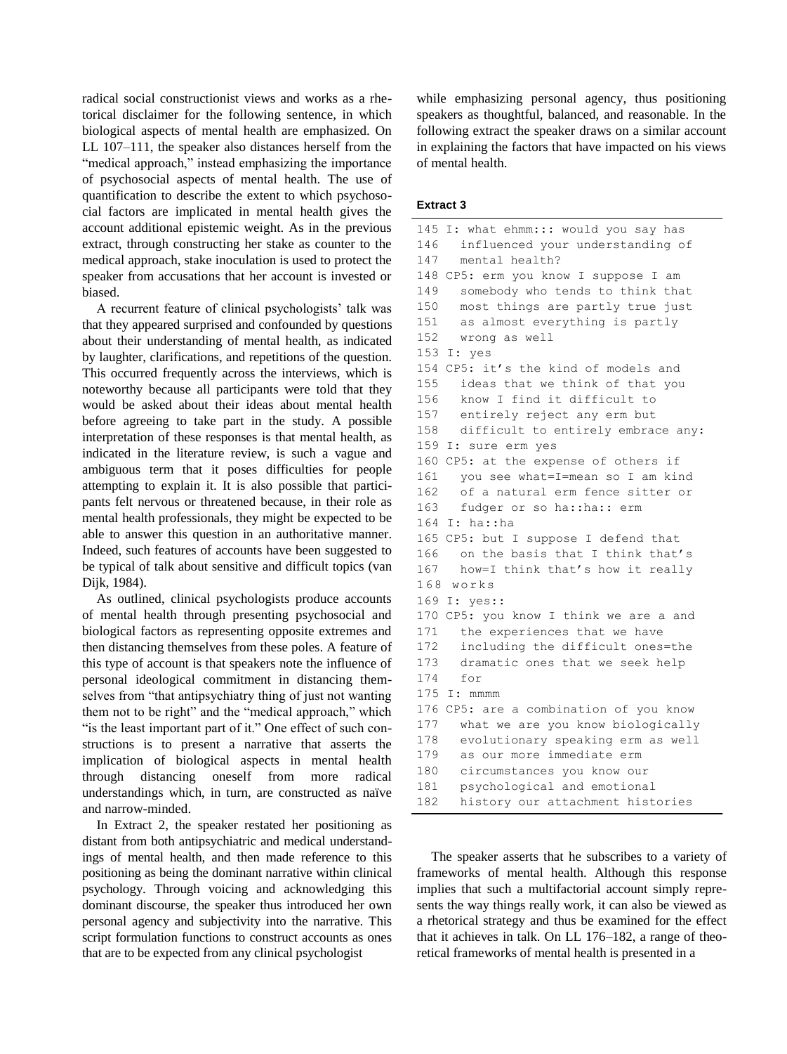radical social constructionist views and works as a rhetorical disclaimer for the following sentence, in which biological aspects of mental health are emphasized. On LL 107–111, the speaker also distances herself from the "medical approach," instead emphasizing the importance of psychosocial aspects of mental health. The use of quantification to describe the extent to which psychosocial factors are implicated in mental health gives the account additional epistemic weight. As in the previous extract, through constructing her stake as counter to the medical approach, stake inoculation is used to protect the speaker from accusations that her account is invested or biased.

A recurrent feature of clinical psychologists' talk was that they appeared surprised and confounded by questions about their understanding of mental health, as indicated by laughter, clarifications, and repetitions of the question. This occurred frequently across the interviews, which is noteworthy because all participants were told that they would be asked about their ideas about mental health before agreeing to take part in the study. A possible interpretation of these responses is that mental health, as indicated in the literature review, is such a vague and ambiguous term that it poses difficulties for people attempting to explain it. It is also possible that participants felt nervous or threatened because, in their role as mental health professionals, they might be expected to be able to answer this question in an authoritative manner. Indeed, such features of accounts have been suggested to be typical of talk about sensitive and difficult topics (van Dijk, 1984).

As outlined, clinical psychologists produce accounts of mental health through presenting psychosocial and biological factors as representing opposite extremes and then distancing themselves from these poles. A feature of this type of account is that speakers note the influence of personal ideological commitment in distancing themselves from "that antipsychiatry thing of just not wanting them not to be right" and the "medical approach," which "is the least important part of it." One effect of such constructions is to present a narrative that asserts the implication of biological aspects in mental health through distancing oneself from more radical understandings which, in turn, are constructed as naïve and narrow-minded.

In Extract 2, the speaker restated her positioning as distant from both antipsychiatric and medical understandings of mental health, and then made reference to this positioning as being the dominant narrative within clinical psychology. Through voicing and acknowledging this dominant discourse, the speaker thus introduced her own personal agency and subjectivity into the narrative. This script formulation functions to construct accounts as ones that are to be expected from any clinical psychologist while emphasizing personal agency, thus positioning speakers as thoughtful, balanced, and reasonable. In the following extract the speaker draws on a similar account in explaining the factors that have impacted on his views of mental health.

**Extract 3**

```
145 I: what ehmm::: would you say has
146   influenced your understanding of
147   mental health?
148 CP5: erm you know I suppose I am
149   somebody who tends to think that
150   most things are partly true just
151   as almost everything is partly
152   wrong as well
153 I: yes
154 CP5: it's the kind of models and
155   ideas that we think of that you
156   know I find it difficult to
157   entirely reject any erm but
158   difficult to entirely embrace any:
159 I: sure erm yes
160 CP5: at the expense of others if
161   you see what=I=mean so I am kind
162   of a natural erm fence sitter or
163   fudger or so ha::ha:: erm
164 I: ha::ha
165 CP5: but I suppose I defend that
166   on the basis that I think that's
167   how=I think that's how it really
168 works
169 I: yes::
170 CP5: you know I think we are a and
171   the experiences that we have
172   including the difficult ones=the
173   dramatic ones that we seek help
174   for
175 I: mmmm
176 CP5: are a combination of you know
177   what we are you know biologically
178   evolutionary speaking erm as well
179   as our more immediate erm
180   circumstances you know our
181   psychological and emotional
182   history our attachment histories
```

The speaker asserts that he subscribes to a variety of frameworks of mental health. Although this response implies that such a multifactorial account simply represents the way things really work, it can also be viewed as a rhetorical strategy and thus be examined for the effect that it achieves in talk. On LL 176–182, a range of theoretical frameworks of mental health is presented in a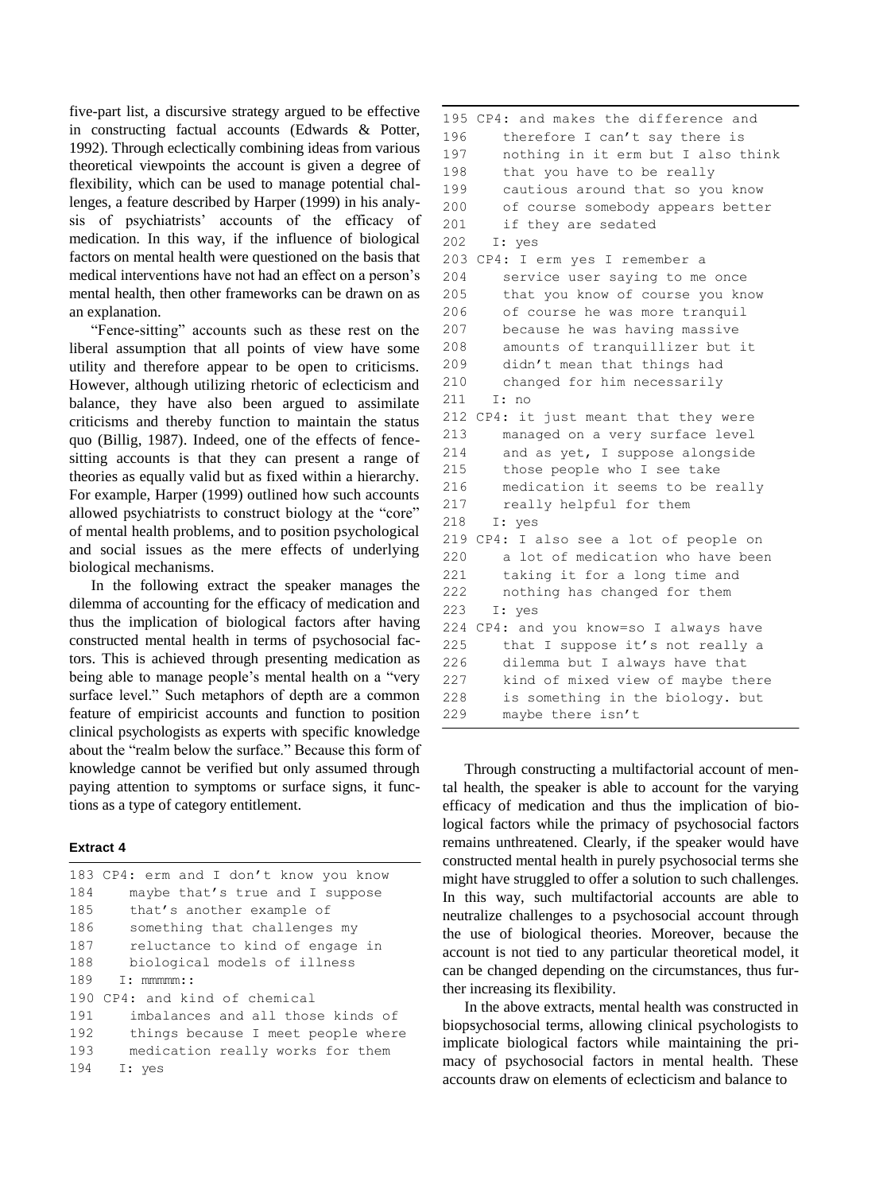five-part list, a discursive strategy argued to be effective in constructing factual accounts (Edwards & Potter, 1992). Through eclectically combining ideas from various theoretical viewpoints the account is given a degree of flexibility, which can be used to manage potential challenges, a feature described by Harper (1999) in his analysis of psychiatrists' accounts of the efficacy of medication. In this way, if the influence of biological factors on mental health were questioned on the basis that medical interventions have not had an effect on a person's mental health, then other frameworks can be drawn on as an explanation.

"Fence-sitting" accounts such as these rest on the liberal assumption that all points of view have some utility and therefore appear to be open to criticisms. However, although utilizing rhetoric of eclecticism and balance, they have also been argued to assimilate criticisms and thereby function to maintain the status quo (Billig, 1987). Indeed, one of the effects of fence-sitting accounts is that they can present a range of theories as equally valid but as fixed within a hierarchy. For example, Harper (1999) outlined how such accounts allowed psychiatrists to construct biology at the "core" of mental health problems, and to position psychological and social issues as the mere effects of underlying biological mechanisms.

In the following extract the speaker manages the dilemma of accounting for the efficacy of medication and thus the implication of biological factors after having constructed mental health in terms of psychosocial factors. This is achieved through presenting medication as being able to manage people's mental health on a "very surface level." Such metaphors of depth are a common feature of empiricist accounts and function to position clinical psychologists as experts with specific knowledge about the "realm below the surface." Because this form of knowledge cannot be verified but only assumed through paying attention to symptoms or surface signs, it functions as a type of category entitlement.

**Extract 4**

```
183 CP4: erm and I don't know you know
184    maybe that's true and I suppose
185    that's another example of
186    something that challenges my
187    reluctance to kind of engage in
188    biological models of illness
189   I: mmmmm::
190 CP4: and kind of chemical
191    imbalances and all those kinds of
192    things because I meet people where
193    medication really works for them
194   I: yes
195 CP4: and makes the difference and
196    therefore I can't say there is
197    nothing in it erm but I also think
198    that you have to be really
199    cautious around that so you know
200    of course somebody appears better
201    if they are sedated
202   I: yes
203 CP4: I erm yes I remember a
204    service user saying to me once
205    that you know of course you know
206    of course he was more tranquil
207    because he was having massive
208    amounts of tranquillizer but it
209    didn't mean that things had
210    changed for him necessarily
211   I: no
212 CP4: it just meant that they were
213    managed on a very surface level
214    and as yet, I suppose alongside
215    those people who I see take
216    medication it seems to be really
217    really helpful for them
218   I: yes
219 CP4: I also see a lot of people on
220    a lot of medication who have been
221    taking it for a long time and
222    nothing has changed for them
223   I: yes
224 CP4: and you know=so I always have
225    that I suppose it's not really a
226    dilemma but I always have that
227    kind of mixed view of maybe there
228    is something in the biology. but
229    maybe there isn't
```

Through constructing a multifactorial account of mental health, the speaker is able to account for the varying efficacy of medication and thus the implication of biological factors while the primacy of psychosocial factors remains unthreatened. Clearly, if the speaker would have constructed mental health in purely psychosocial terms she might have struggled to offer a solution to such challenges. In this way, such multifactorial accounts are able to neutralize challenges to a psychosocial account through the use of biological theories. Moreover, because the account is not tied to any particular theoretical model, it can be changed depending on the circumstances, thus further increasing its flexibility.

In the above extracts, mental health was constructed in biopsychosocial terms, allowing clinical psychologists to implicate biological factors while maintaining the primacy of psychosocial factors in mental health. These accounts draw on elements of eclecticism and balance to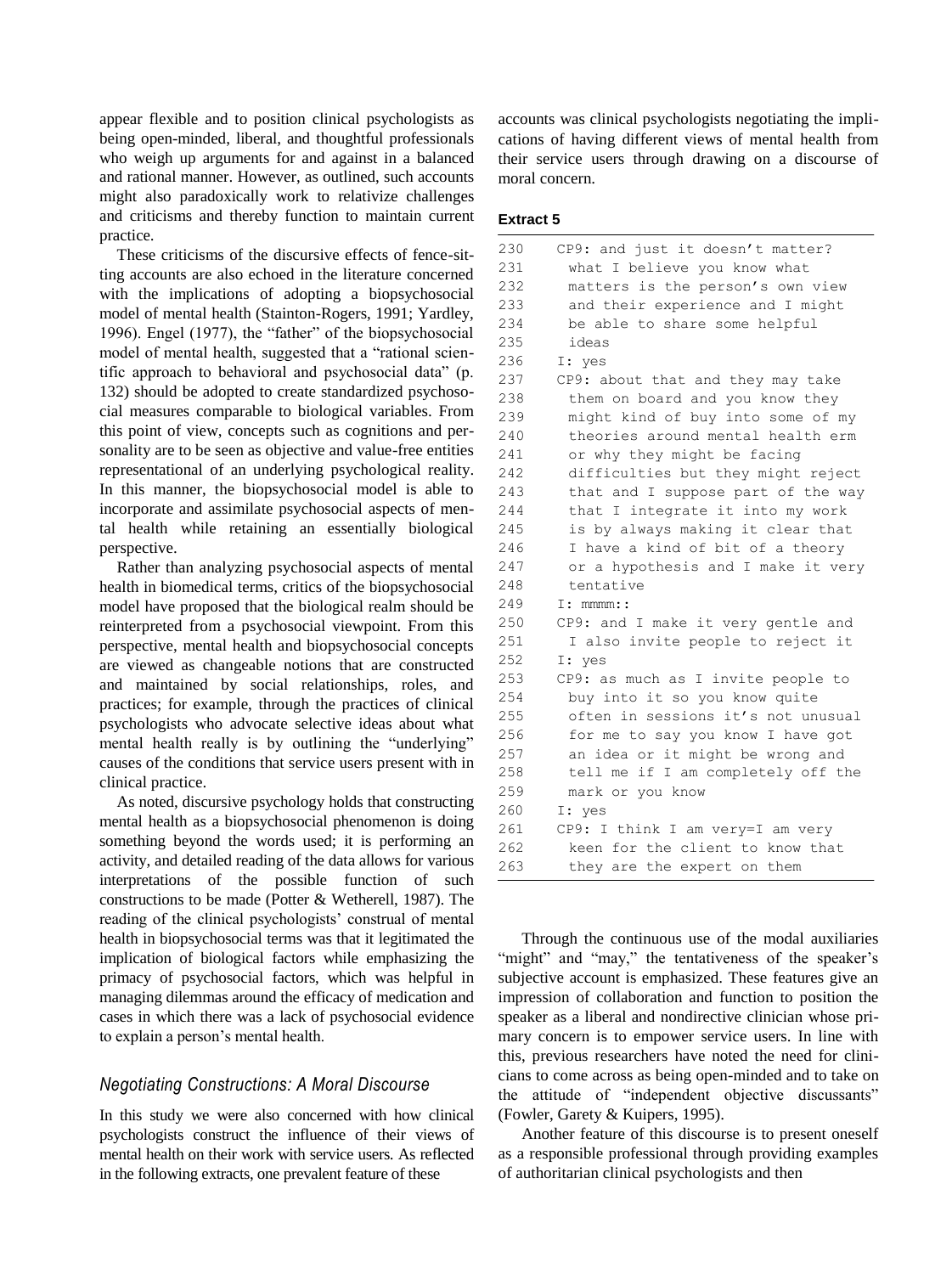appear flexible and to position clinical psychologists as being open-minded, liberal, and thoughtful professionals who weigh up arguments for and against in a balanced and rational manner. However, as outlined, such accounts might also paradoxically work to relativize challenges and criticisms and thereby function to maintain current practice.

These criticisms of the discursive effects of fence-sitting accounts are also echoed in the literature concerned with the implications of adopting a biopsychosocial model of mental health (Stainton-Rogers, 1991; Yardley, 1996). Engel (1977), the "father" of the biopsychosocial model of mental health, suggested that a "rational scientific approach to behavioral and psychosocial data" (p. 132) should be adopted to create standardized psychosocial measures comparable to biological variables. From this point of view, concepts such as cognitions and personality are to be seen as objective and value-free entities representational of an underlying psychological reality. In this manner, the biopsychosocial model is able to incorporate and assimilate psychosocial aspects of mental health while retaining an essentially biological perspective.

Rather than analyzing psychosocial aspects of mental health in biomedical terms, critics of the biopsychosocial model have proposed that the biological realm should be reinterpreted from a psychosocial viewpoint. From this perspective, mental health and biopsychosocial concepts are viewed as changeable notions that are constructed and maintained by social relationships, roles, and practices; for example, through the practices of clinical psychologists who advocate selective ideas about what mental health really is by outlining the "underlying" causes of the conditions that service users present with in clinical practice.

As noted, discursive psychology holds that constructing mental health as a biopsychosocial phenomenon is doing something beyond the words used; it is performing an activity, and detailed reading of the data allows for various interpretations of the possible function of such constructions to be made (Potter & Wetherell, 1987). The reading of the clinical psychologists' construal of mental health in biopsychosocial terms was that it legitimated the implication of biological factors while emphasizing the primacy of psychosocial factors, which was helpful in managing dilemmas around the efficacy of medication and cases in which there was a lack of psychosocial evidence to explain a person's mental health.

## *Negotiating Constructions: A Moral Discourse*

In this study we were also concerned with how clinical psychologists construct the influence of their views of mental health on their work with service users. As reflected in the following extracts, one prevalent feature of these accounts was clinical psychologists negotiating the implications of having different views of mental health from their service users through drawing on a discourse of moral concern.

**Extract 5**

```
230  CP9: and just it doesn't matter?
231    what I believe you know what
232    matters is the person's own view
233    and their experience and I might
234    be able to share some helpful
235    ideas
236  I: yes
237  CP9: about that and they may take
238    them on board and you know they
239    might kind of buy into some of my
240    theories around mental health erm
241    or why they might be facing
242    difficulties but they might reject
243    that and I suppose part of the way
244    that I integrate it into my work
245    is by always making it clear that
246    I have a kind of bit of a theory
247    or a hypothesis and I make it very
248    tentative
249  I: mmmm::
250  CP9: and I make it very gentle and
251    I also invite people to reject it
252  I: yes
253  CP9: as much as I invite people to
254    buy into it so you know quite
255    often in sessions it's not unusual
256    for me to say you know I have got
257    an idea or it might be wrong and
258    tell me if I am completely off the
259    mark or you know
260  I: yes
261  CP9: I think I am very=I am very
262    keen for the client to know that
263    they are the expert on them
```

Through the continuous use of the modal auxiliaries "might" and "may," the tentativeness of the speaker's subjective account is emphasized. These features give an impression of collaboration and function to position the speaker as a liberal and nondirective clinician whose primary concern is to empower service users. In line with this, previous researchers have noted the need for clinicians to come across as being open-minded and to take on the attitude of "independent objective discussants" (Fowler, Garety & Kuipers, 1995).

Another feature of this discourse is to present oneself as a responsible professional through providing examples of authoritarian clinical psychologists and then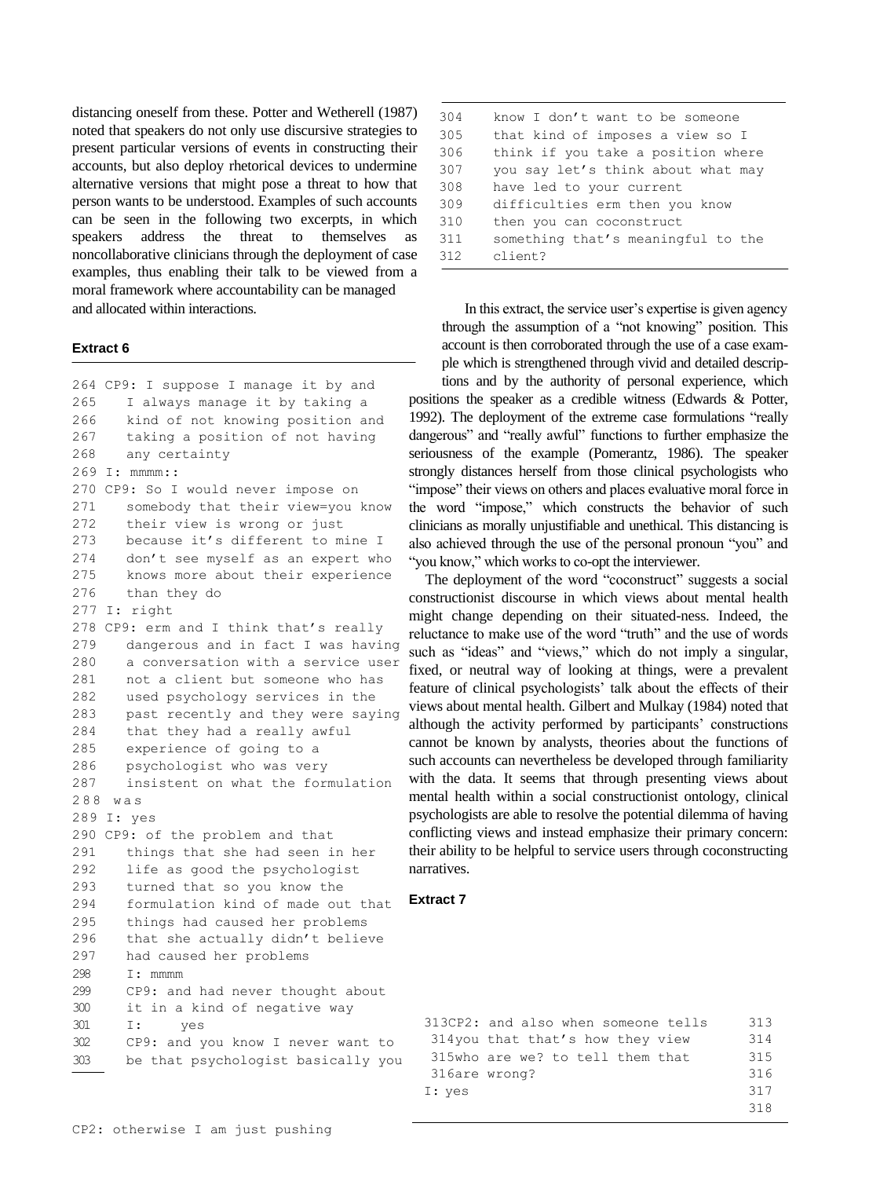distancing oneself from these. Potter and Wetherell (1987) noted that speakers do not only use discursive strategies to present particular versions of events in constructing their accounts, but also deploy rhetorical devices to undermine alternative versions that might pose a threat to how that person wants to be understood. Examples of such accounts can be seen in the following two excerpts, in which speakers address the threat to themselves as noncollaborative clinicians through the deployment of case examples, thus enabling their talk to be viewed from a moral framework where accountability can be managed and allocated within interactions.

**Extract 6**

```
264 CP9: I suppose I manage it by and
265    I always manage it by taking a
266    kind of not knowing position and
267    taking a position of not having
268    any certainty
269 I: mmmm::
270 CP9: So I would never impose on
271    somebody that their view=you know
272    their view is wrong or just
273    because it's different to mine I
274    don't see myself as an expert who
275    knows more about their experience
276    than they do
277 I: right
278 CP9: erm and I think that's really
279    dangerous and in fact I was having
280    a conversation with a service user
281    not a client but someone who has
282    used psychology services in the
283    past recently and they were saying
284    that they had a really awful
285    experience of going to a
286    psychologist who was very
287    insistent on what the formulation
288 was
289 I: yes
290 CP9: of the problem and that
291    things that she had seen in her
292    life as good the psychologist
293    turned that so you know the
294    formulation kind of made out that
295    things had caused her problems
296    that she actually didn't believe
297    had caused her problems
298    I: mmmm
299    CP9: and had never thought about
300    it in a kind of negative way
301    I:    yes
302    CP9: and you know I never want to
303    be that psychologist basically you
304    know I don't want to be someone
305    that kind of imposes a view so I
306    think if you take a position where
307    you say let's think about what may
308    have led to your current
309    difficulties erm then you know
310    then you can coconstruct
311    something that's meaningful to the
312    client?
```

In this extract, the service user's expertise is given agency through the assumption of a "not knowing" position. This account is then corroborated through the use of a case example which is strengthened through vivid and detailed descriptions and by the authority of personal experience, which positions the speaker as a credible witness (Edwards & Potter, 1992). The deployment of the extreme case formulations "really dangerous" and "really awful" functions to further emphasize the seriousness of the example (Pomerantz, 1986). The speaker strongly distances herself from those clinical psychologists who "impose" their views on others and places evaluative moral force in the word "impose," which constructs the behavior of such clinicians as morally unjustifiable and unethical. This distancing is also achieved through the use of the personal pronoun "you" and "you know," which works to co-opt the interviewer.

The deployment of the word "coconstruct" suggests a social constructionist discourse in which views about mental health might change depending on their situated-ness. Indeed, the reluctance to make use of the word "truth" and the use of words such as "ideas" and "views," which do not imply a singular, fixed, or neutral way of looking at things, were a prevalent feature of clinical psychologists' talk about the effects of their views about mental health. Gilbert and Mulkay (1984) noted that although the activity performed by participants' constructions cannot be known by analysts, theories about the functions of such accounts can nevertheless be developed through familiarity with the data. It seems that through presenting views about mental health within a social constructionist ontology, clinical psychologists are able to resolve the potential dilemma of having conflicting views and instead emphasize their primary concern: their ability to be helpful to service users through coconstructing narratives.

**Extract 7**

```
313 CP2: and also when someone tells
314 you that that's how they view
315 who are we? to tell them that
316 are wrong?
317 I: yes
318 CP2: otherwise I am just pushing
```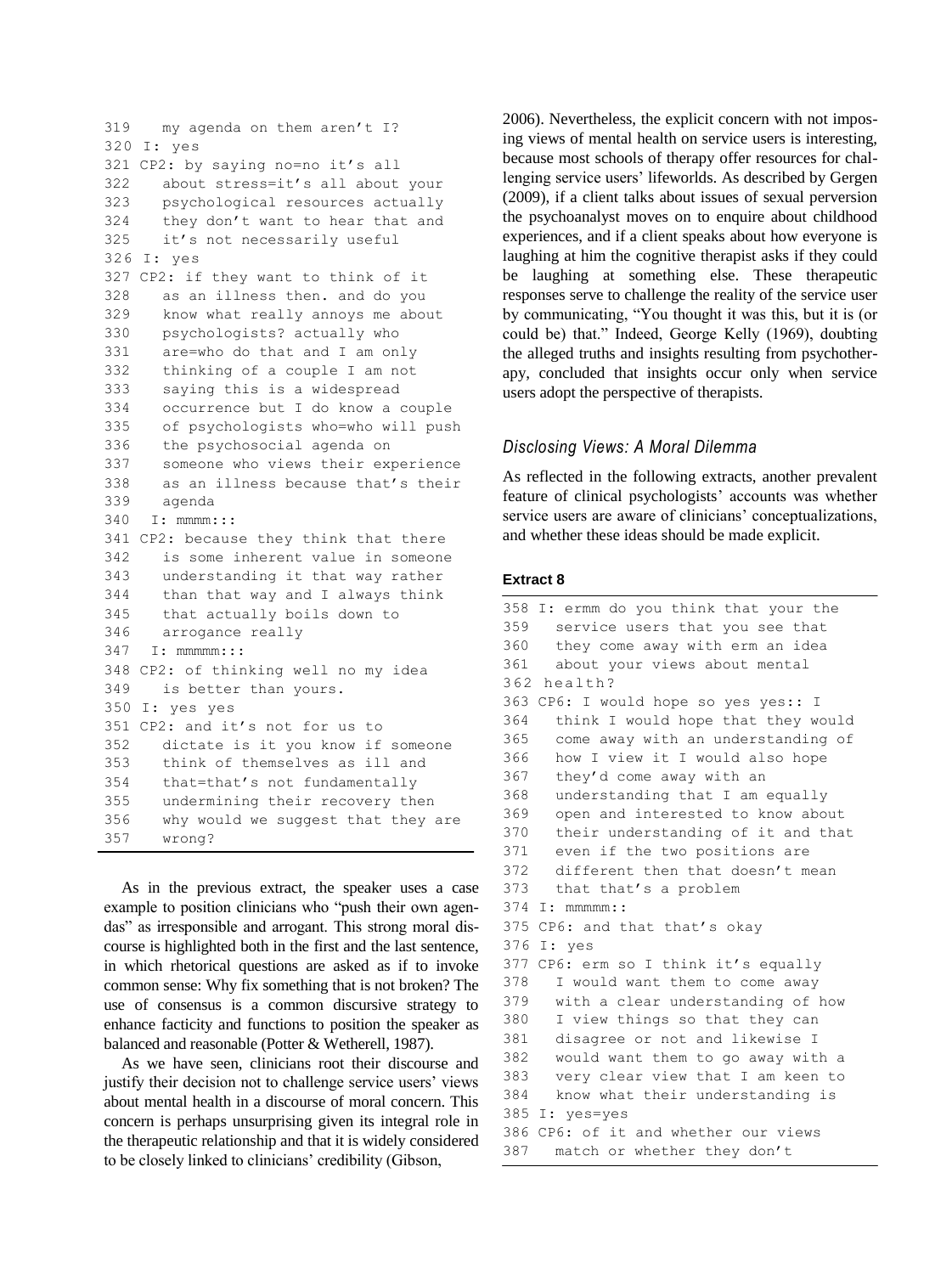```
319   my agenda on them aren't I?
320 I: yes
321 CP2: by saying no=no it's all
322   about stress=it's all about your
323   psychological resources actually
324   they don't want to hear that and
325   it's not necessarily useful
326 I: yes
327 CP2: if they want to think of it
328   as an illness then. and do you
329   know what really annoys me about
330   psychologists? actually who
331   are=who do that and I am only
332   thinking of a couple I am not
333   saying this is a widespread
334   occurrence but I do know a couple
335   of psychologists who=who will push
336   the psychosocial agenda on
337   someone who views their experience
338   as an illness because that's their
339   agenda
340  I: mmmm:::
341 CP2: because they think that there
342   is some inherent value in someone
343   understanding it that way rather
344   than that way and I always think
345   that actually boils down to
346   arrogance really
347  I: mmmmm:::
348 CP2: of thinking well no my idea
349   is better than yours.
350 I: yes yes
351 CP2: and it's not for us to
352   dictate is it you know if someone
353   think of themselves as ill and
354   that=that's not fundamentally
355   undermining their recovery then
356   why would we suggest that they are
357   wrong?
```

As in the previous extract, the speaker uses a case example to position clinicians who "push their own agendas" as irresponsible and arrogant. This strong moral discourse is highlighted both in the first and the last sentence, in which rhetorical questions are asked as if to invoke common sense: Why fix something that is not broken? The use of consensus is a common discursive strategy to enhance facticity and functions to position the speaker as balanced and reasonable (Potter & Wetherell, 1987).

As we have seen, clinicians root their discourse and justify their decision not to challenge service users' views about mental health in a discourse of moral concern. This concern is perhaps unsurprising given its integral role in the therapeutic relationship and that it is widely considered to be closely linked to clinicians' credibility (Gibson, 2006). Nevertheless, the explicit concern with not imposing views of mental health on service users is interesting, because most schools of therapy offer resources for challenging service users' lifeworlds. As described by Gergen (2009), if a client talks about issues of sexual perversion the psychoanalyst moves on to enquire about childhood experiences, and if a client speaks about how everyone is laughing at him the cognitive therapist asks if they could be laughing at something else. These therapeutic responses serve to challenge the reality of the service user by communicating, "You thought it was this, but it is (or could be) that." Indeed, George Kelly (1969), doubting the alleged truths and insights resulting from psychotherapy, concluded that insights occur only when service users adopt the perspective of therapists.

### *Disclosing Views: A Moral Dilemma*

As reflected in the following extracts, another prevalent feature of clinical psychologists' accounts was whether service users are aware of clinicians' conceptualizations, and whether these ideas should be made explicit.

**Extract 8**

```
358 I: ermm do you think that your the
359   service users that you see that
360   they come away with erm an idea
361   about your views about mental
362 health?
363 CP6: I would hope so yes yes:: I
364   think I would hope that they would
365   come away with an understanding of
366   how I view it I would also hope
367   they'd come away with an
368   understanding that I am equally
369   open and interested to know about
370   their understanding of it and that
371   even if the two positions are
372   different then that doesn't mean
373   that that's a problem
374 I: mmmmm::
375 CP6: and that that's okay
376 I: yes
377 CP6: erm so I think it's equally
378   I would want them to come away
379   with a clear understanding of how
380   I view things so that they can
381   disagree or not and likewise I
382   would want them to go away with a
383   very clear view that I am keen to
384   know what their understanding is
385 I: yes=yes
386 CP6: of it and whether our views
387   match or whether they don't
```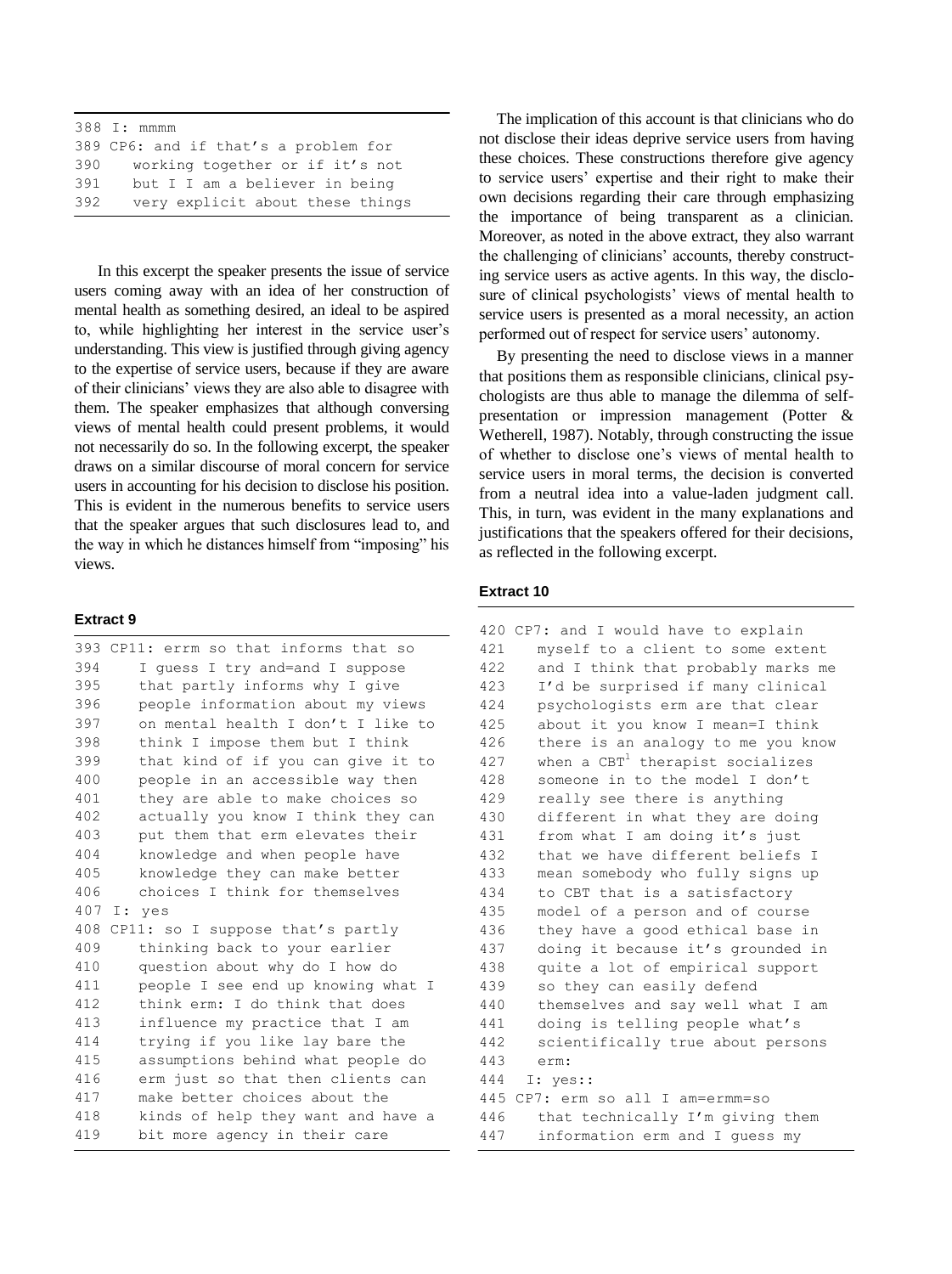```
388 I: mmmm
389 CP6: and if that's a problem for
390    working together or if it's not
391    but I I am a believer in being
392    very explicit about these things
```

In this excerpt the speaker presents the issue of service users coming away with an idea of her construction of mental health as something desired, an ideal to be aspired to, while highlighting her interest in the service user's understanding. This view is justified through giving agency to the expertise of service users, because if they are aware of their clinicians' views they are also able to disagree with them. The speaker emphasizes that although conversing views of mental health could present problems, it would not necessarily do so. In the following excerpt, the speaker draws on a similar discourse of moral concern for service users in accounting for his decision to disclose his position. This is evident in the numerous benefits to service users that the speaker argues that such disclosures lead to, and the way in which he distances himself from "imposing" his views.

**Extract 9**

```
393 CP11: errm so that informs that so
394    I guess I try and=and I suppose
395    that partly informs why I give
396    people information about my views
397    on mental health I don't I like to
398    think I impose them but I think
399    that kind of if you can give it to
400    people in an accessible way then
401    they are able to make choices so
402    actually you know I think they can
403    put them that erm elevates their
404    knowledge and when people have
405    knowledge they can make better
406    choices I think for themselves
407 I: yes
408 CP11: so I suppose that's partly
409    thinking back to your earlier
410    question about why do I how do
411    people I see end up knowing what I
412    think erm: I do think that does
413    influence my practice that I am
414    trying if you like lay bare the
415    assumptions behind what people do
416    erm just so that then clients can
417    make better choices about the
418    kinds of help they want and have a
419    bit more agency in their care
```

The implication of this account is that clinicians who do not disclose their ideas deprive service users from having these choices. These constructions therefore give agency to service users' expertise and their right to make their own decisions regarding their care through emphasizing the importance of being transparent as a clinician. Moreover, as noted in the above extract, they also warrant the challenging of clinicians' accounts, thereby constructing service users as active agents. In this way, the disclosure of clinical psychologists' views of mental health to service users is presented as a moral necessity, an action performed out of respect for service users' autonomy.

By presenting the need to disclose views in a manner that positions them as responsible clinicians, clinical psychologists are thus able to manage the dilemma of self-presentation or impression management (Potter & Wetherell, 1987). Notably, through constructing the issue of whether to disclose one's views of mental health to service users in moral terms, the decision is converted from a neutral idea into a value-laden judgment call. This, in turn, was evident in the many explanations and justifications that the speakers offered for their decisions, as reflected in the following excerpt.

**Extract 10**

```
420 CP7: and I would have to explain
421    myself to a client to some extent
422    and I think that probably marks me
423    I'd be surprised if many clinical
424    psychologists erm are that clear
425    about it you know I mean=I think
426    there is an analogy to me you know
427    when a CBT[1] therapist socializes
428    someone in to the model I don't
429    really see there is anything
430    different in what they are doing
431    from what I am doing it's just
432    that we have different beliefs I
433    mean somebody who fully signs up
434    to CBT that is a satisfactory
435    model of a person and of course
436    they have a good ethical base in
437    doing it because it's grounded in
438    quite a lot of empirical support
439    so they can easily defend
440    themselves and say well what I am
441    doing is telling people what's
442    scientifically true about persons
443    erm:
444 I: yes::
445 CP7: erm so all I am=ermm=so
446    that technically I'm giving them
447    information erm and I guess my
```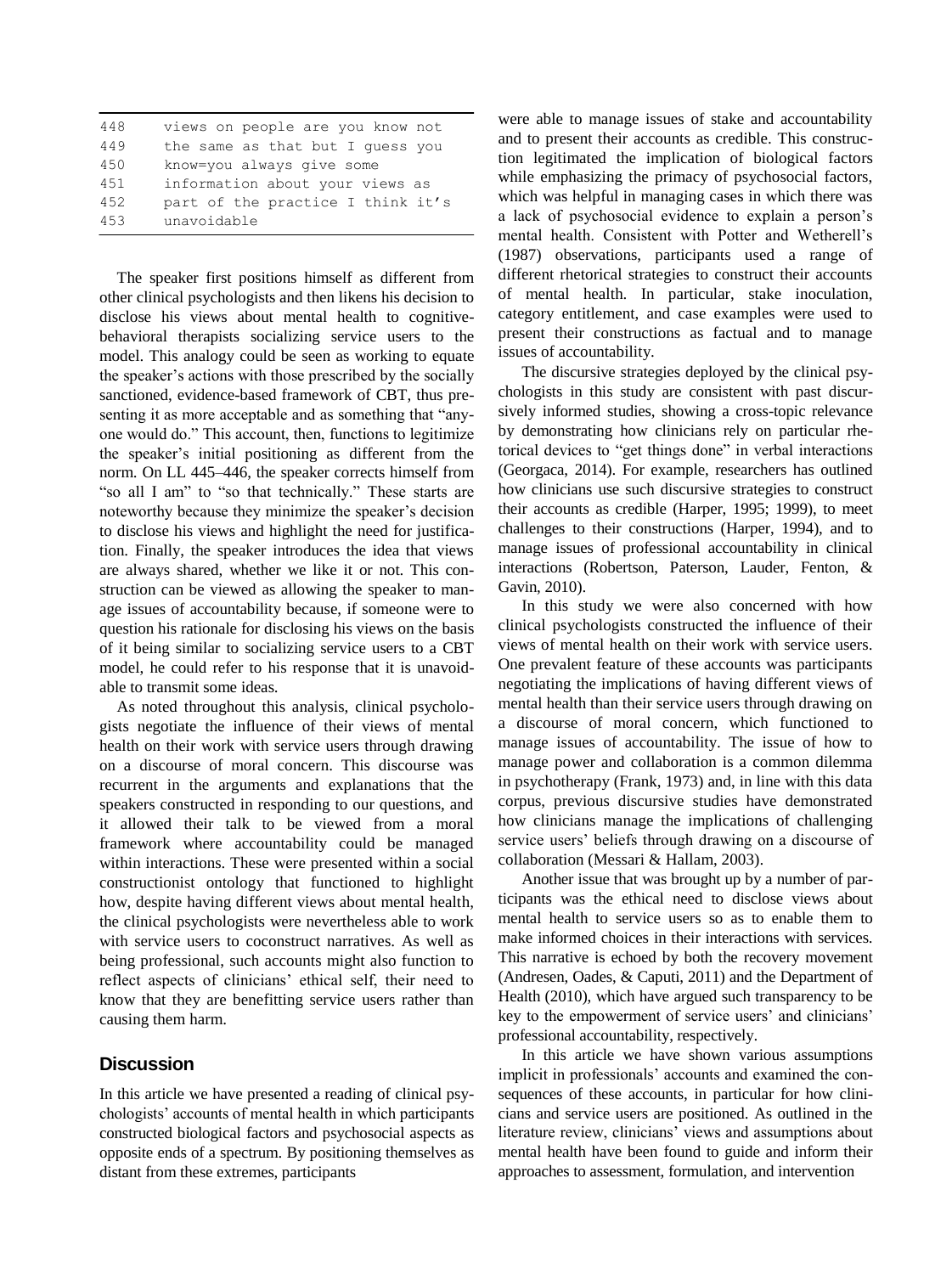```
448    views on people are you know not
449    the same as that but I guess you
450    know=you always give some
451    information about your views as
452    part of the practice I think it's
453    unavoidable
```

The speaker first positions himself as different from other clinical psychologists and then likens his decision to disclose his views about mental health to cognitive-behavioral therapists socializing service users to the model. This analogy could be seen as working to equate the speaker's actions with those prescribed by the socially sanctioned, evidence-based framework of CBT, thus presenting it as more acceptable and as something that "anyone would do." This account, then, functions to legitimize the speaker's initial positioning as different from the norm. On LL 445–446, the speaker corrects himself from "so all I am" to "so that technically." These starts are noteworthy because they minimize the speaker's decision to disclose his views and highlight the need for justification. Finally, the speaker introduces the idea that views are always shared, whether we like it or not. This construction can be viewed as allowing the speaker to manage issues of accountability because, if someone were to question his rationale for disclosing his views on the basis of it being similar to socializing service users to a CBT model, he could refer to his response that it is unavoidable to transmit some ideas.

As noted throughout this analysis, clinical psychologists negotiate the influence of their views of mental health on their work with service users through drawing on a discourse of moral concern. This discourse was recurrent in the arguments and explanations that the speakers constructed in responding to our questions, and it allowed their talk to be viewed from a moral framework where accountability could be managed within interactions. These were presented within a social constructionist ontology that functioned to highlight how, despite having different views about mental health, the clinical psychologists were nevertheless able to work with service users to coconstruct narratives. As well as being professional, such accounts might also function to reflect aspects of clinicians' ethical self, their need to know that they are benefitting service users rather than causing them harm.

## Discussion

In this article we have presented a reading of clinical psychologists' accounts of mental health in which participants constructed biological factors and psychosocial aspects as opposite ends of a spectrum. By positioning themselves as distant from these extremes, participants were able to manage issues of stake and accountability and to present their accounts as credible. This construction legitimated the implication of biological factors while emphasizing the primacy of psychosocial factors, which was helpful in managing cases in which there was a lack of psychosocial evidence to explain a person's mental health. Consistent with Potter and Wetherell's (1987) observations, participants used a range of different rhetorical strategies to construct their accounts of mental health. In particular, stake inoculation, category entitlement, and case examples were used to present their constructions as factual and to manage issues of accountability.

The discursive strategies deployed by the clinical psychologists in this study are consistent with past discursively informed studies, showing a cross-topic relevance by demonstrating how clinicians rely on particular rhetorical devices to "get things done" in verbal interactions (Georgaca, 2014). For example, researchers has outlined how clinicians use such discursive strategies to construct their accounts as credible (Harper, 1995; 1999), to meet challenges to their constructions (Harper, 1994), and to manage issues of professional accountability in clinical interactions (Robertson, Paterson, Lauder, Fenton, & Gavin, 2010).

In this study we were also concerned with how clinical psychologists constructed the influence of their views of mental health on their work with service users. One prevalent feature of these accounts was participants negotiating the implications of having different views of mental health than their service users through drawing on a discourse of moral concern, which functioned to manage issues of accountability. The issue of how to manage power and collaboration is a common dilemma in psychotherapy (Frank, 1973) and, in line with this data corpus, previous discursive studies have demonstrated how clinicians manage the implications of challenging service users' beliefs through drawing on a discourse of collaboration (Messari & Hallam, 2003).

Another issue that was brought up by a number of participants was the ethical need to disclose views about mental health to service users so as to enable them to make informed choices in their interactions with services. This narrative is echoed by both the recovery movement (Andresen, Oades, & Caputi, 2011) and the Department of Health (2010), which have argued such transparency to be key to the empowerment of service users' and clinicians' professional accountability, respectively.

In this article we have shown various assumptions implicit in professionals' accounts and examined the consequences of these accounts, in particular for how clinicians and service users are positioned. As outlined in the literature review, clinicians' views and assumptions about mental health have been found to guide and inform their approaches to assessment, formulation, and intervention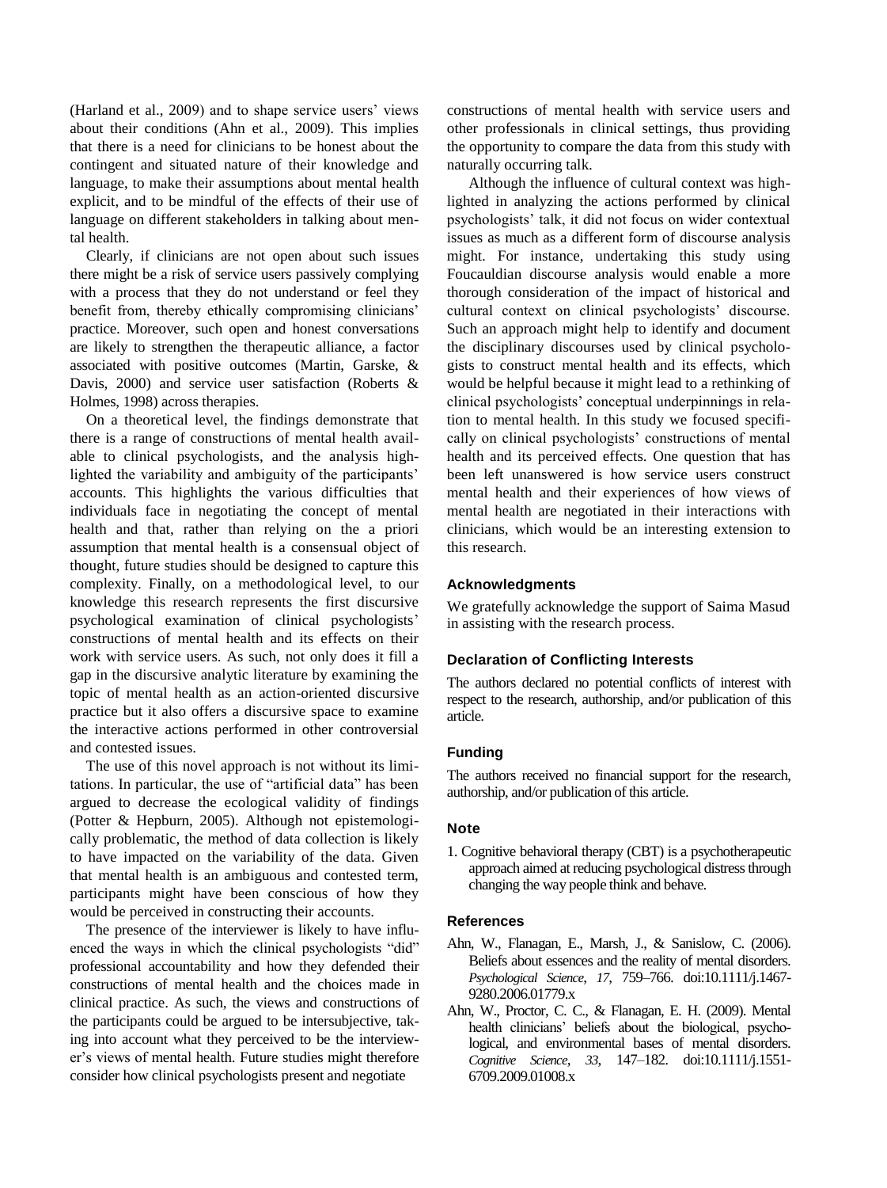(Harland et al., 2009) and to shape service users' views about their conditions (Ahn et al., 2009). This implies that there is a need for clinicians to be honest about the contingent and situated nature of their knowledge and language, to make their assumptions about mental health explicit, and to be mindful of the effects of their use of language on different stakeholders in talking about mental health.

Clearly, if clinicians are not open about such issues there might be a risk of service users passively complying with a process that they do not understand or feel they benefit from, thereby ethically compromising clinicians' practice. Moreover, such open and honest conversations are likely to strengthen the therapeutic alliance, a factor associated with positive outcomes (Martin, Garske, & Davis, 2000) and service user satisfaction (Roberts & Holmes, 1998) across therapies.

On a theoretical level, the findings demonstrate that there is a range of constructions of mental health available to clinical psychologists, and the analysis highlighted the variability and ambiguity of the participants' accounts. This highlights the various difficulties that individuals face in negotiating the concept of mental health and that, rather than relying on the a priori assumption that mental health is a consensual object of thought, future studies should be designed to capture this complexity. Finally, on a methodological level, to our knowledge this research represents the first discursive psychological examination of clinical psychologists' constructions of mental health and its effects on their work with service users. As such, not only does it fill a gap in the discursive analytic literature by examining the topic of mental health as an action-oriented discursive practice but it also offers a discursive space to examine the interactive actions performed in other controversial and contested issues.

The use of this novel approach is not without its limitations. In particular, the use of "artificial data" has been argued to decrease the ecological validity of findings (Potter & Hepburn, 2005). Although not epistemologically problematic, the method of data collection is likely to have impacted on the variability of the data. Given that mental health is an ambiguous and contested term, participants might have been conscious of how they would be perceived in constructing their accounts.

The presence of the interviewer is likely to have influenced the ways in which the clinical psychologists "did" professional accountability and how they defended their constructions of mental health and the choices made in clinical practice. As such, the views and constructions of the participants could be argued to be intersubjective, taking into account what they perceived to be the interviewer's views of mental health. Future studies might therefore consider how clinical psychologists present and negotiate constructions of mental health with service users and other professionals in clinical settings, thus providing the opportunity to compare the data from this study with naturally occurring talk.

Although the influence of cultural context was highlighted in analyzing the actions performed by clinical psychologists' talk, it did not focus on wider contextual issues as much as a different form of discourse analysis might. For instance, undertaking this study using Foucauldian discourse analysis would enable a more thorough consideration of the impact of historical and cultural context on clinical psychologists' discourse. Such an approach might help to identify and document the disciplinary discourses used by clinical psychologists to construct mental health and its effects, which would be helpful because it might lead to a rethinking of clinical psychologists' conceptual underpinnings in relation to mental health. In this study we focused specifically on clinical psychologists' constructions of mental health and its perceived effects. One question that has been left unanswered is how service users construct mental health and their experiences of how views of mental health are negotiated in their interactions with clinicians, which would be an interesting extension to this research.

### Acknowledgments

We gratefully acknowledge the support of Saima Masud in assisting with the research process.

### Declaration of Conflicting Interests

The authors declared no potential conflicts of interest with respect to the research, authorship, and/or publication of this article.

### Funding

The authors received no financial support for the research, authorship, and/or publication of this article.

### Note

1. Cognitive behavioral therapy (CBT) is a psychotherapeutic approach aimed at reducing psychological distress through changing the way people think and behave.

### References

Ahn, W., Flanagan, E., Marsh, J., & Sanislow, C. (2006). Beliefs about essences and the reality of mental disorders. *Psychological Science*, *17*, 759–766. doi:10.1111/j.1467-9280.2006.01779.x

Ahn, W., Proctor, C. C., & Flanagan, E. H. (2009). Mental health clinicians' beliefs about the biological, psychological, and environmental bases of mental disorders. *Cognitive Science*, *33*, 147–182. doi:10.1111/j.1551-6709.2009.01008.x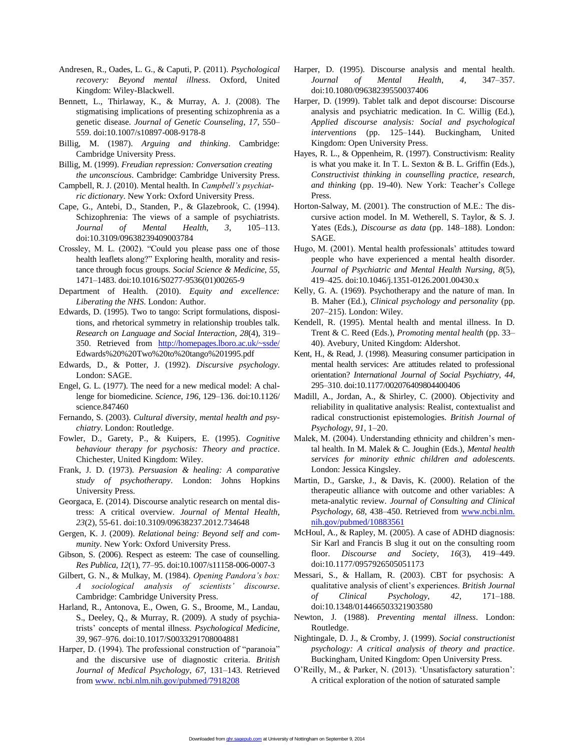Andresen, R., Oades, L. G., & Caputi, P. (2011). *Psychological recovery: Beyond mental illness*. Oxford, United Kingdom: Wiley-Blackwell.

Bennett, L., Thirlaway, K., & Murray, A. J. (2008). The stigmatising implications of presenting schizophrenia as a genetic disease. *Journal of Genetic Counseling*, *17*, 550–559. doi:10.1007/s10897-008-9178-8

Billig, M. (1987). *Arguing and thinking*. Cambridge: Cambridge University Press.

Billig, M. (1999). *Freudian repression: Conversation creating the unconscious*. Cambridge: Cambridge University Press.

Campbell, R. J. (2010). Mental health. In *Campbell's psychiatric dictionary*. New York: Oxford University Press.

Cape, G., Antebi, D., Standen, P., & Glazebrook, C. (1994). Schizophrenia: The views of a sample of psychiatrists. *Journal of Mental Health*, *3*, 105–113. doi:10.3109/09638239409003784

Crossley, M. L. (2002). "Could you please pass one of those health leaflets along?" Exploring health, morality and resistance through focus groups. *Social Science & Medicine*, *55*, 1471–1483. doi:10.1016/S0277-9536(01)00265-9

Department of Health. (2010). *Equity and excellence: Liberating the NHS*. London: Author.

Edwards, D. (1995). Two to tango: Script formulations, dispositions, and rhetorical symmetry in relationship troubles talk. *Research on Language and Social Interaction*, *28*(4), 319–350. Retrieved from http://homepages.lboro.ac.uk/~ssde/Edwards%20%20Two%20to%20tango%201995.pdf

Edwards, D., & Potter, J. (1992). *Discursive psychology*. London: SAGE.

Engel, G. L. (1977). The need for a new medical model: A challenge for biomedicine. *Science*, *196*, 129–136. doi:10.1126/science.847460

Fernando, S. (2003). *Cultural diversity, mental health and psychiatry*. London: Routledge.

Fowler, D., Garety, P., & Kuipers, E. (1995). *Cognitive behaviour therapy for psychosis: Theory and practice*. Chichester, United Kingdom: Wiley.

Frank, J. D. (1973). *Persuasion & healing: A comparative study of psychotherapy*. London: Johns Hopkins University Press.

Georgaca, E. (2014). Discourse analytic research on mental distress: A critical overview. *Journal of Mental Health*, *23*(2), 55-61. doi:10.3109/09638237.2012.734648

Gergen, K. J. (2009). *Relational being: Beyond self and community*. New York: Oxford University Press.

Gibson, S. (2006). Respect as esteem: The case of counselling. *Res Publica*, *12*(1), 77–95. doi:10.1007/s11158-006-0007-3

Gilbert, G. N., & Mulkay, M. (1984). *Opening Pandora's box: A sociological analysis of scientists' discourse*. Cambridge: Cambridge University Press.

Harland, R., Antonova, E., Owen, G. S., Broome, M., Landau, S., Deeley, Q., & Murray, R. (2009). A study of psychiatrists' concepts of mental illness. *Psychological Medicine*, *39*, 967–976. doi:10.1017/S0033291708004881

Harper, D. (1994). The professional construction of "paranoia" and the discursive use of diagnostic criteria. *British Journal of Medical Psychology*, *67*, 131–143. Retrieved from www. ncbi.nlm.nih.gov/pubmed/7918208

Harper, D. (1995). Discourse analysis and mental health. *Journal of Mental Health*, *4*, 347–357. doi:10.1080/09638239550037406

Harper, D. (1999). Tablet talk and depot discourse: Discourse analysis and psychiatric medication. In C. Willig (Ed.), *Applied discourse analysis: Social and psychological interventions* (pp. 125–144). Buckingham, United Kingdom: Open University Press.

Hayes, R. L., & Oppenheim, R. (1997). Constructivism: Reality is what you make it. In T. L. Sexton & B. L. Griffin (Eds.), *Constructivist thinking in counselling practice, research, and thinking* (pp. 19-40). New York: Teacher's College Press.

Horton-Salway, M. (2001). The construction of M.E.: The discursive action model. In M. Wetherell, S. Taylor, & S. J. Yates (Eds.), *Discourse as data* (pp. 148–188). London: SAGE.

Hugo, M. (2001). Mental health professionals' attitudes toward people who have experienced a mental health disorder. *Journal of Psychiatric and Mental Health Nursing*, *8*(5), 419–425. doi:10.1046/j.1351-0126.2001.00430.x

Kelly, G. A. (1969). Psychotherapy and the nature of man. In B. Maher (Ed.), *Clinical psychology and personality* (pp. 207–215). London: Wiley.

Kendell, R. (1995). Mental health and mental illness. In D. Trent & C. Reed (Eds.), *Promoting mental health* (pp. 33–40). Avebury, United Kingdom: Aldershot.

Kent, H., & Read, J. (1998). Measuring consumer participation in mental health services: Are attitudes related to professional orientation? *International Journal of Social Psychiatry*, *44*, 295–310. doi:10.1177/002076409804400406

Madill, A., Jordan, A., & Shirley, C. (2000). Objectivity and reliability in qualitative analysis: Realist, contextualist and radical constructionist epistemologies. *British Journal of Psychology*, *91*, 1–20.

Malek, M. (2004). Understanding ethnicity and children's mental health. In M. Malek & C. Joughin (Eds.), *Mental health services for minority ethnic children and adolescents*. London: Jessica Kingsley.

Martin, D., Garske, J., & Davis, K. (2000). Relation of the therapeutic alliance with outcome and other variables: A meta-analytic review. *Journal of Consulting and Clinical Psychology*, *68*, 438–450. Retrieved from www.ncbi.nlm.nih.gov/pubmed/10883561

McHoul, A., & Rapley, M. (2005). A case of ADHD diagnosis: Sir Karl and Francis B slug it out on the consulting room floor. *Discourse and Society*, *16*(3), 419–449. doi:10.1177/0957926505051173

Messari, S., & Hallam, R. (2003). CBT for psychosis: A qualitative analysis of client's experiences. *British Journal of Clinical Psychology*, *42*, 171–188. doi:10.1348/014466503321903580

Newton, J. (1988). *Preventing mental illness*. London: Routledge.

Nightingale, D. J., & Cromby, J. (1999). *Social constructionist psychology: A critical analysis of theory and practice*. Buckingham, United Kingdom: Open University Press.

O'Reilly, M., & Parker, N. (2013). 'Unsatisfactory saturation': A critical exploration of the notion of saturated sample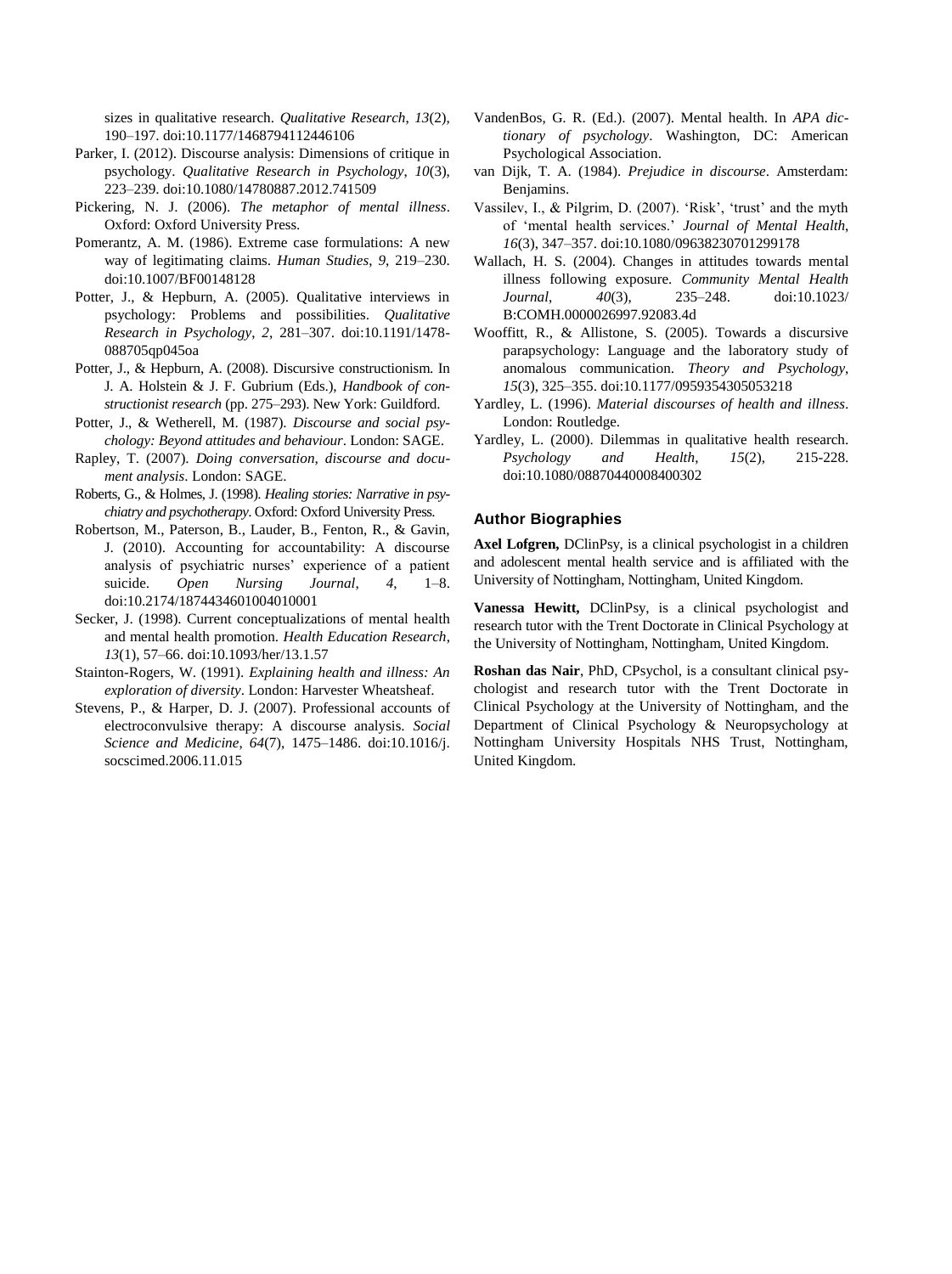sizes in qualitative research. *Qualitative Research*, *13*(2), 190–197. doi:10.1177/1468794112446106

Parker, I. (2012). Discourse analysis: Dimensions of critique in psychology. *Qualitative Research in Psychology*, *10*(3), 223–239. doi:10.1080/14780887.2012.741509

Pickering, N. J. (2006). *The metaphor of mental illness*. Oxford: Oxford University Press.

Pomerantz, A. M. (1986). Extreme case formulations: A new way of legitimating claims. *Human Studies*, *9*, 219–230. doi:10.1007/BF00148128

Potter, J., & Hepburn, A. (2005). Qualitative interviews in psychology: Problems and possibilities. *Qualitative Research in Psychology*, *2*, 281–307. doi:10.1191/1478-088705qp045oa

Potter, J., & Hepburn, A. (2008). Discursive constructionism. In J. A. Holstein & J. F. Gubrium (Eds.), *Handbook of constructionist research* (pp. 275–293). New York: Guildford.

Potter, J., & Wetherell, M. (1987). *Discourse and social psychology: Beyond attitudes and behaviour*. London: SAGE.

Rapley, T. (2007). *Doing conversation, discourse and document analysis*. London: SAGE.

Roberts, G., & Holmes, J. (1998). *Healing stories: Narrative in psychiatry and psychotherapy*. Oxford: Oxford University Press.

Robertson, M., Paterson, B., Lauder, B., Fenton, R., & Gavin, J. (2010). Accounting for accountability: A discourse analysis of psychiatric nurses' experience of a patient suicide. *Open Nursing Journal*, *4*, 1–8. doi:10.2174/1874434601004010001

Secker, J. (1998). Current conceptualizations of mental health and mental health promotion. *Health Education Research*, *13*(1), 57–66. doi:10.1093/her/13.1.57

Stainton-Rogers, W. (1991). *Explaining health and illness: An exploration of diversity*. London: Harvester Wheatsheaf.

Stevens, P., & Harper, D. J. (2007). Professional accounts of electroconvulsive therapy: A discourse analysis. *Social Science and Medicine*, *64*(7), 1475–1486. doi:10.1016/j.socscimed.2006.11.015

VandenBos, G. R. (Ed.). (2007). Mental health. In *APA dictionary of psychology*. Washington, DC: American Psychological Association.

van Dijk, T. A. (1984). *Prejudice in discourse*. Amsterdam: Benjamins.

Vassilev, I., & Pilgrim, D. (2007). 'Risk', 'trust' and the myth of 'mental health services.' *Journal of Mental Health*, *16*(3), 347–357. doi:10.1080/09638230701299178

Wallach, H. S. (2004). Changes in attitudes towards mental illness following exposure. *Community Mental Health Journal*, *40*(3), 235–248. doi:10.1023/B:COMH.0000026997.92083.4d

Wooffitt, R., & Allistone, S. (2005). Towards a discursive parapsychology: Language and the laboratory study of anomalous communication. *Theory and Psychology*, *15*(3), 325–355. doi:10.1177/0959354305053218

Yardley, L. (1996). *Material discourses of health and illness*. London: Routledge.

Yardley, L. (2000). Dilemmas in qualitative health research. *Psychology and Health*, *15*(2), 215-228. doi:10.1080/08870440008400302

## Author Biographies

**Axel Lofgren,** DClinPsy, is a clinical psychologist in a children and adolescent mental health service and is affiliated with the University of Nottingham, Nottingham, United Kingdom.

**Vanessa Hewitt,** DClinPsy, is a clinical psychologist and research tutor with the Trent Doctorate in Clinical Psychology at the University of Nottingham, Nottingham, United Kingdom.

**Roshan das Nair**, PhD, CPsychol, is a consultant clinical psychologist and research tutor with the Trent Doctorate in Clinical Psychology at the University of Nottingham, and the Department of Clinical Psychology & Neuropsychology at Nottingham University Hospitals NHS Trust, Nottingham, United Kingdom.